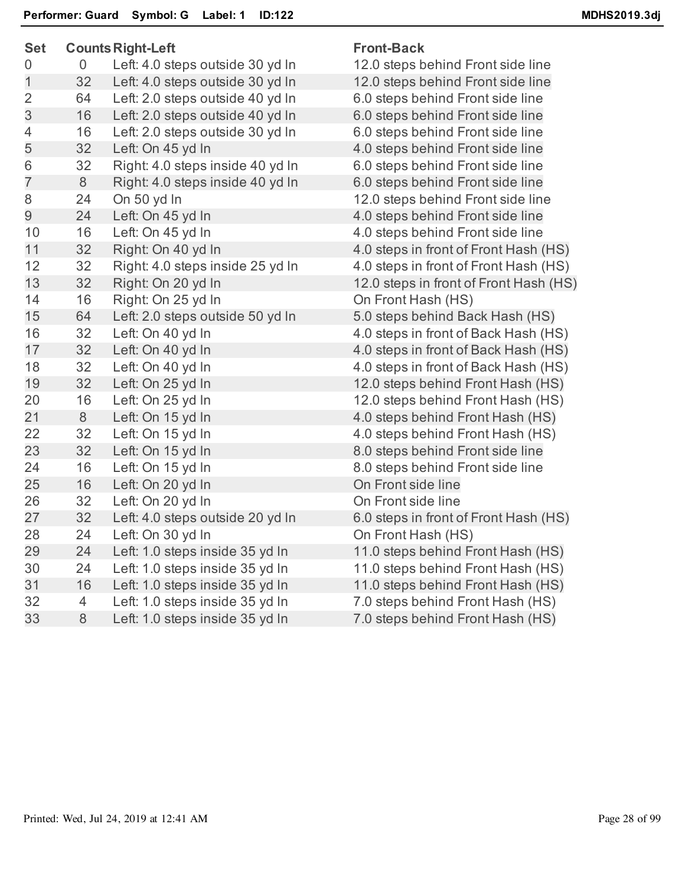**Performer: Guard Symbol: G Label: 1 ID:122**

MDHS2019.3dj

| Set | Counts | Right-Left | Front-Back |
|---|---|---|---|
| 0 | 0 | Left: 4.0 steps outside 30 yd ln | 12.0 steps behind Front side line |
| 1 | 32 | Left: 4.0 steps outside 30 yd ln | 12.0 steps behind Front side line |
| 2 | 64 | Left: 2.0 steps outside 40 yd ln | 6.0 steps behind Front side line |
| 3 | 16 | Left: 2.0 steps outside 40 yd ln | 6.0 steps behind Front side line |
| 4 | 16 | Left: 2.0 steps outside 30 yd ln | 6.0 steps behind Front side line |
| 5 | 32 | Left: On 45 yd ln | 4.0 steps behind Front side line |
| 6 | 32 | Right: 4.0 steps inside 40 yd ln | 6.0 steps behind Front side line |
| 7 | 8 | Right: 4.0 steps inside 40 yd ln | 6.0 steps behind Front side line |
| 8 | 24 | On 50 yd ln | 12.0 steps behind Front side line |
| 9 | 24 | Left: On 45 yd ln | 4.0 steps behind Front side line |
| 10 | 16 | Left: On 45 yd ln | 4.0 steps behind Front side line |
| 11 | 32 | Right: On 40 yd ln | 4.0 steps in front of Front Hash (HS) |
| 12 | 32 | Right: 4.0 steps inside 25 yd ln | 4.0 steps in front of Front Hash (HS) |
| 13 | 32 | Right: On 20 yd ln | 12.0 steps in front of Front Hash (HS) |
| 14 | 16 | Right: On 25 yd ln | On Front Hash (HS) |
| 15 | 64 | Left: 2.0 steps outside 50 yd ln | 5.0 steps behind Back Hash (HS) |
| 16 | 32 | Left: On 40 yd ln | 4.0 steps in front of Back Hash (HS) |
| 17 | 32 | Left: On 40 yd ln | 4.0 steps in front of Back Hash (HS) |
| 18 | 32 | Left: On 40 yd ln | 4.0 steps in front of Back Hash (HS) |
| 19 | 32 | Left: On 25 yd ln | 12.0 steps behind Front Hash (HS) |
| 20 | 16 | Left: On 25 yd ln | 12.0 steps behind Front Hash (HS) |
| 21 | 8 | Left: On 15 yd ln | 4.0 steps behind Front Hash (HS) |
| 22 | 32 | Left: On 15 yd ln | 4.0 steps behind Front Hash (HS) |
| 23 | 32 | Left: On 15 yd ln | 8.0 steps behind Front side line |
| 24 | 16 | Left: On 15 yd ln | 8.0 steps behind Front side line |
| 25 | 16 | Left: On 20 yd ln | On Front side line |
| 26 | 32 | Left: On 20 yd ln | On Front side line |
| 27 | 32 | Left: 4.0 steps outside 20 yd ln | 6.0 steps in front of Front Hash (HS) |
| 28 | 24 | Left: On 30 yd ln | On Front Hash (HS) |
| 29 | 24 | Left: 1.0 steps inside 35 yd ln | 11.0 steps behind Front Hash (HS) |
| 30 | 24 | Left: 1.0 steps inside 35 yd ln | 11.0 steps behind Front Hash (HS) |
| 31 | 16 | Left: 1.0 steps inside 35 yd ln | 11.0 steps behind Front Hash (HS) |
| 32 | 4 | Left: 1.0 steps inside 35 yd ln | 7.0 steps behind Front Hash (HS) |
| 33 | 8 | Left: 1.0 steps inside 35 yd ln | 7.0 steps behind Front Hash (HS) |

Printed: Wed, Jul 24, 2019 at 12:41 AM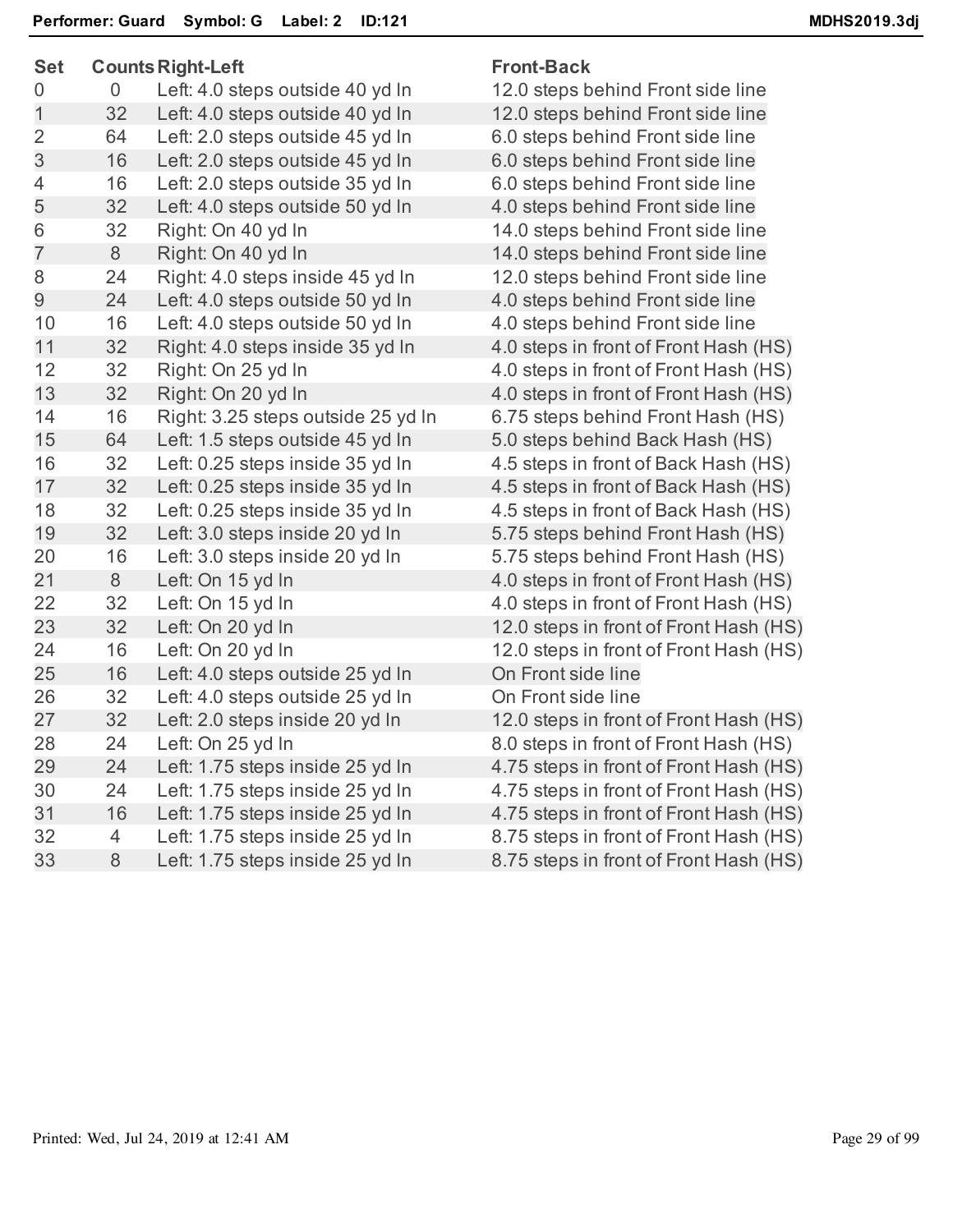**Performer: Guard  Symbol: G  Label: 2  ID:121**  MDHS2019.3dj

| Set | Counts | Right-Left | Front-Back |
|---|---|---|---|
| 0 | 0 | Left: 4.0 steps outside 40 yd ln | 12.0 steps behind Front side line |
| 1 | 32 | Left: 4.0 steps outside 40 yd ln | 12.0 steps behind Front side line |
| 2 | 64 | Left: 2.0 steps outside 45 yd ln | 6.0 steps behind Front side line |
| 3 | 16 | Left: 2.0 steps outside 45 yd ln | 6.0 steps behind Front side line |
| 4 | 16 | Left: 2.0 steps outside 35 yd ln | 6.0 steps behind Front side line |
| 5 | 32 | Left: 4.0 steps outside 50 yd ln | 4.0 steps behind Front side line |
| 6 | 32 | Right: On 40 yd ln | 14.0 steps behind Front side line |
| 7 | 8 | Right: On 40 yd ln | 14.0 steps behind Front side line |
| 8 | 24 | Right: 4.0 steps inside 45 yd ln | 12.0 steps behind Front side line |
| 9 | 24 | Left: 4.0 steps outside 50 yd ln | 4.0 steps behind Front side line |
| 10 | 16 | Left: 4.0 steps outside 50 yd ln | 4.0 steps behind Front side line |
| 11 | 32 | Right: 4.0 steps inside 35 yd ln | 4.0 steps in front of Front Hash (HS) |
| 12 | 32 | Right: On 25 yd ln | 4.0 steps in front of Front Hash (HS) |
| 13 | 32 | Right: On 20 yd ln | 4.0 steps in front of Front Hash (HS) |
| 14 | 16 | Right: 3.25 steps outside 25 yd ln | 6.75 steps behind Front Hash (HS) |
| 15 | 64 | Left: 1.5 steps outside 45 yd ln | 5.0 steps behind Back Hash (HS) |
| 16 | 32 | Left: 0.25 steps inside 35 yd ln | 4.5 steps in front of Back Hash (HS) |
| 17 | 32 | Left: 0.25 steps inside 35 yd ln | 4.5 steps in front of Back Hash (HS) |
| 18 | 32 | Left: 0.25 steps inside 35 yd ln | 4.5 steps in front of Back Hash (HS) |
| 19 | 32 | Left: 3.0 steps inside 20 yd ln | 5.75 steps behind Front Hash (HS) |
| 20 | 16 | Left: 3.0 steps inside 20 yd ln | 5.75 steps behind Front Hash (HS) |
| 21 | 8 | Left: On 15 yd ln | 4.0 steps in front of Front Hash (HS) |
| 22 | 32 | Left: On 15 yd ln | 4.0 steps in front of Front Hash (HS) |
| 23 | 32 | Left: On 20 yd ln | 12.0 steps in front of Front Hash (HS) |
| 24 | 16 | Left: On 20 yd ln | 12.0 steps in front of Front Hash (HS) |
| 25 | 16 | Left: 4.0 steps outside 25 yd ln | On Front side line |
| 26 | 32 | Left: 4.0 steps outside 25 yd ln | On Front side line |
| 27 | 32 | Left: 2.0 steps inside 20 yd ln | 12.0 steps in front of Front Hash (HS) |
| 28 | 24 | Left: On 25 yd ln | 8.0 steps in front of Front Hash (HS) |
| 29 | 24 | Left: 1.75 steps inside 25 yd ln | 4.75 steps in front of Front Hash (HS) |
| 30 | 24 | Left: 1.75 steps inside 25 yd ln | 4.75 steps in front of Front Hash (HS) |
| 31 | 16 | Left: 1.75 steps inside 25 yd ln | 4.75 steps in front of Front Hash (HS) |
| 32 | 4 | Left: 1.75 steps inside 25 yd ln | 8.75 steps in front of Front Hash (HS) |
| 33 | 8 | Left: 1.75 steps inside 25 yd ln | 8.75 steps in front of Front Hash (HS) |

Printed: Wed, Jul 24, 2019 at 12:41 AM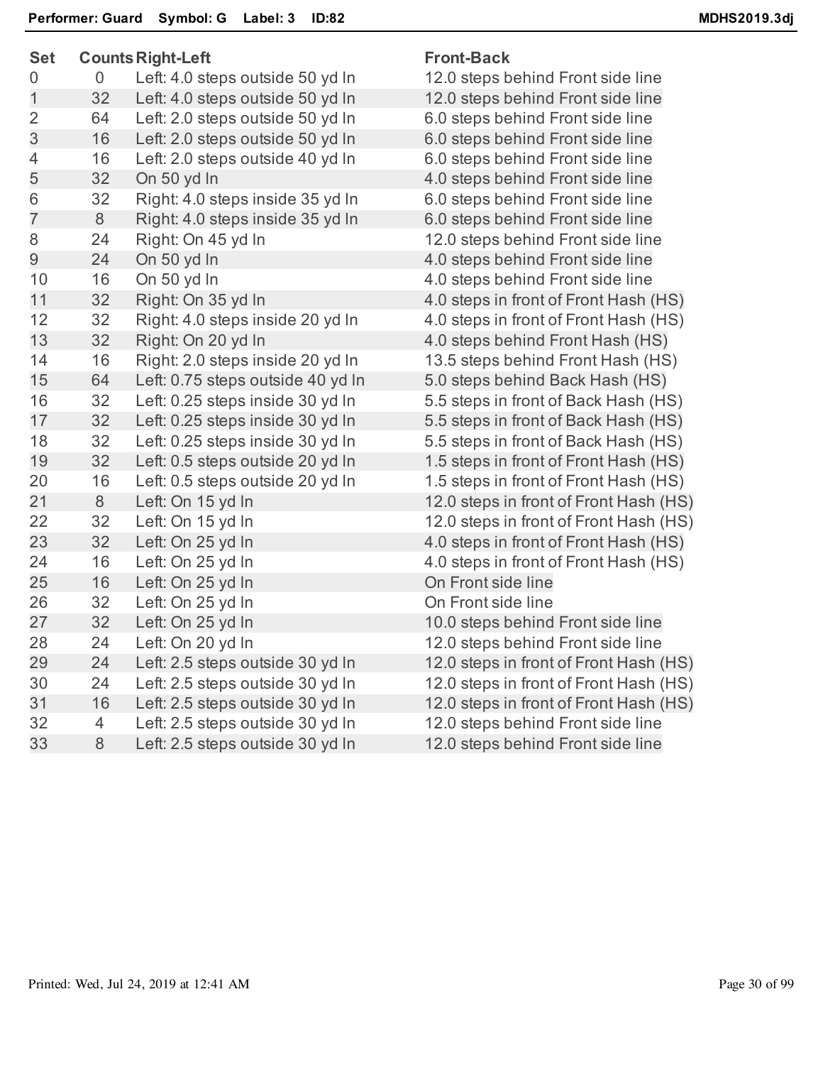**Performer: Guard   Symbol: G   Label: 3   ID:82**   **MDHS2019.3dj**

| Set | Counts | Right-Left | Front-Back |
|---|---|---|---|
| 0 | 0 | Left: 4.0 steps outside 50 yd ln | 12.0 steps behind Front side line |
| 1 | 32 | Left: 4.0 steps outside 50 yd ln | 12.0 steps behind Front side line |
| 2 | 64 | Left: 2.0 steps outside 50 yd ln | 6.0 steps behind Front side line |
| 3 | 16 | Left: 2.0 steps outside 50 yd ln | 6.0 steps behind Front side line |
| 4 | 16 | Left: 2.0 steps outside 40 yd ln | 6.0 steps behind Front side line |
| 5 | 32 | On 50 yd ln | 4.0 steps behind Front side line |
| 6 | 32 | Right: 4.0 steps inside 35 yd ln | 6.0 steps behind Front side line |
| 7 | 8 | Right: 4.0 steps inside 35 yd ln | 6.0 steps behind Front side line |
| 8 | 24 | Right: On 45 yd ln | 12.0 steps behind Front side line |
| 9 | 24 | On 50 yd ln | 4.0 steps behind Front side line |
| 10 | 16 | On 50 yd ln | 4.0 steps behind Front side line |
| 11 | 32 | Right: On 35 yd ln | 4.0 steps in front of Front Hash (HS) |
| 12 | 32 | Right: 4.0 steps inside 20 yd ln | 4.0 steps in front of Front Hash (HS) |
| 13 | 32 | Right: On 20 yd ln | 4.0 steps behind Front Hash (HS) |
| 14 | 16 | Right: 2.0 steps inside 20 yd ln | 13.5 steps behind Front Hash (HS) |
| 15 | 64 | Left: 0.75 steps outside 40 yd ln | 5.0 steps behind Back Hash (HS) |
| 16 | 32 | Left: 0.25 steps inside 30 yd ln | 5.5 steps in front of Back Hash (HS) |
| 17 | 32 | Left: 0.25 steps inside 30 yd ln | 5.5 steps in front of Back Hash (HS) |
| 18 | 32 | Left: 0.25 steps inside 30 yd ln | 5.5 steps in front of Back Hash (HS) |
| 19 | 32 | Left: 0.5 steps outside 20 yd ln | 1.5 steps in front of Front Hash (HS) |
| 20 | 16 | Left: 0.5 steps outside 20 yd ln | 1.5 steps in front of Front Hash (HS) |
| 21 | 8 | Left: On 15 yd ln | 12.0 steps in front of Front Hash (HS) |
| 22 | 32 | Left: On 15 yd ln | 12.0 steps in front of Front Hash (HS) |
| 23 | 32 | Left: On 25 yd ln | 4.0 steps in front of Front Hash (HS) |
| 24 | 16 | Left: On 25 yd ln | 4.0 steps in front of Front Hash (HS) |
| 25 | 16 | Left: On 25 yd ln | On Front side line |
| 26 | 32 | Left: On 25 yd ln | On Front side line |
| 27 | 32 | Left: On 25 yd ln | 10.0 steps behind Front side line |
| 28 | 24 | Left: On 20 yd ln | 12.0 steps behind Front side line |
| 29 | 24 | Left: 2.5 steps outside 30 yd ln | 12.0 steps in front of Front Hash (HS) |
| 30 | 24 | Left: 2.5 steps outside 30 yd ln | 12.0 steps in front of Front Hash (HS) |
| 31 | 16 | Left: 2.5 steps outside 30 yd ln | 12.0 steps in front of Front Hash (HS) |
| 32 | 4 | Left: 2.5 steps outside 30 yd ln | 12.0 steps behind Front side line |
| 33 | 8 | Left: 2.5 steps outside 30 yd ln | 12.0 steps behind Front side line |

Printed: Wed, Jul 24, 2019 at 12:41 AM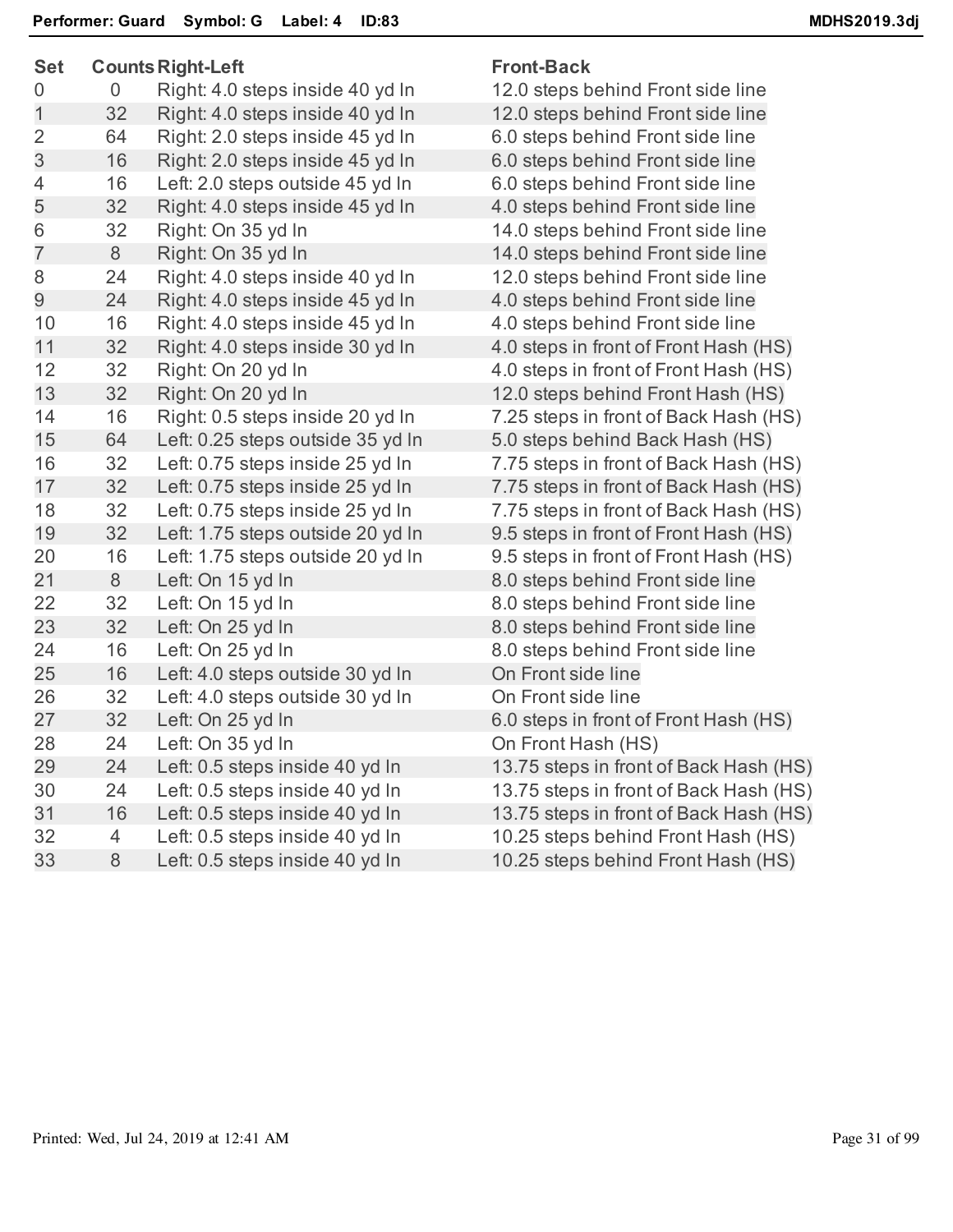**Performer: Guard  Symbol: G  Label: 4  ID:83**  MDHS2019.3dj

| Set | Counts | Right-Left | Front-Back |
|---|---|---|---|
| 0 | 0 | Right: 4.0 steps inside 40 yd ln | 12.0 steps behind Front side line |
| 1 | 32 | Right: 4.0 steps inside 40 yd ln | 12.0 steps behind Front side line |
| 2 | 64 | Right: 2.0 steps inside 45 yd ln | 6.0 steps behind Front side line |
| 3 | 16 | Right: 2.0 steps inside 45 yd ln | 6.0 steps behind Front side line |
| 4 | 16 | Left: 2.0 steps outside 45 yd ln | 6.0 steps behind Front side line |
| 5 | 32 | Right: 4.0 steps inside 45 yd ln | 4.0 steps behind Front side line |
| 6 | 32 | Right: On 35 yd ln | 14.0 steps behind Front side line |
| 7 | 8 | Right: On 35 yd ln | 14.0 steps behind Front side line |
| 8 | 24 | Right: 4.0 steps inside 40 yd ln | 12.0 steps behind Front side line |
| 9 | 24 | Right: 4.0 steps inside 45 yd ln | 4.0 steps behind Front side line |
| 10 | 16 | Right: 4.0 steps inside 45 yd ln | 4.0 steps behind Front side line |
| 11 | 32 | Right: 4.0 steps inside 30 yd ln | 4.0 steps in front of Front Hash (HS) |
| 12 | 32 | Right: On 20 yd ln | 4.0 steps in front of Front Hash (HS) |
| 13 | 32 | Right: On 20 yd ln | 12.0 steps behind Front Hash (HS) |
| 14 | 16 | Right: 0.5 steps inside 20 yd ln | 7.25 steps in front of Back Hash (HS) |
| 15 | 64 | Left: 0.25 steps outside 35 yd ln | 5.0 steps behind Back Hash (HS) |
| 16 | 32 | Left: 0.75 steps inside 25 yd ln | 7.75 steps in front of Back Hash (HS) |
| 17 | 32 | Left: 0.75 steps inside 25 yd ln | 7.75 steps in front of Back Hash (HS) |
| 18 | 32 | Left: 0.75 steps inside 25 yd ln | 7.75 steps in front of Back Hash (HS) |
| 19 | 32 | Left: 1.75 steps outside 20 yd ln | 9.5 steps in front of Front Hash (HS) |
| 20 | 16 | Left: 1.75 steps outside 20 yd ln | 9.5 steps in front of Front Hash (HS) |
| 21 | 8 | Left: On 15 yd ln | 8.0 steps behind Front side line |
| 22 | 32 | Left: On 15 yd ln | 8.0 steps behind Front side line |
| 23 | 32 | Left: On 25 yd ln | 8.0 steps behind Front side line |
| 24 | 16 | Left: On 25 yd ln | 8.0 steps behind Front side line |
| 25 | 16 | Left: 4.0 steps outside 30 yd ln | On Front side line |
| 26 | 32 | Left: 4.0 steps outside 30 yd ln | On Front side line |
| 27 | 32 | Left: On 25 yd ln | 6.0 steps in front of Front Hash (HS) |
| 28 | 24 | Left: On 35 yd ln | On Front Hash (HS) |
| 29 | 24 | Left: 0.5 steps inside 40 yd ln | 13.75 steps in front of Back Hash (HS) |
| 30 | 24 | Left: 0.5 steps inside 40 yd ln | 13.75 steps in front of Back Hash (HS) |
| 31 | 16 | Left: 0.5 steps inside 40 yd ln | 13.75 steps in front of Back Hash (HS) |
| 32 | 4 | Left: 0.5 steps inside 40 yd ln | 10.25 steps behind Front Hash (HS) |
| 33 | 8 | Left: 0.5 steps inside 40 yd ln | 10.25 steps behind Front Hash (HS) |

Printed: Wed, Jul 24, 2019 at 12:41 AM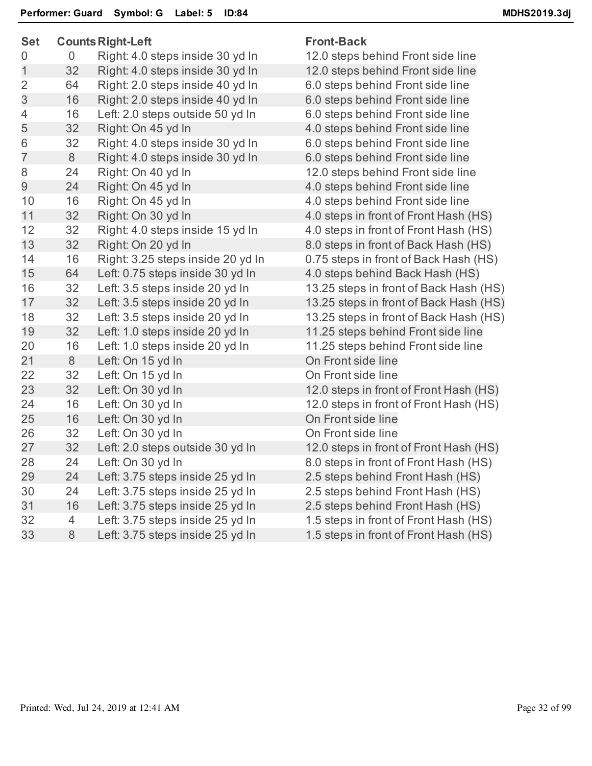**Performer: Guard Symbol: G Label: 5 ID:84** MDHS2019.3dj

| Set | Counts | Right-Left | Front-Back |
|---|---|---|---|
| 0 | 0 | Right: 4.0 steps inside 30 yd ln | 12.0 steps behind Front side line |
| 1 | 32 | Right: 4.0 steps inside 30 yd ln | 12.0 steps behind Front side line |
| 2 | 64 | Right: 2.0 steps inside 40 yd ln | 6.0 steps behind Front side line |
| 3 | 16 | Right: 2.0 steps inside 40 yd ln | 6.0 steps behind Front side line |
| 4 | 16 | Left: 2.0 steps outside 50 yd ln | 6.0 steps behind Front side line |
| 5 | 32 | Right: On 45 yd ln | 4.0 steps behind Front side line |
| 6 | 32 | Right: 4.0 steps inside 30 yd ln | 6.0 steps behind Front side line |
| 7 | 8 | Right: 4.0 steps inside 30 yd ln | 6.0 steps behind Front side line |
| 8 | 24 | Right: On 40 yd ln | 12.0 steps behind Front side line |
| 9 | 24 | Right: On 45 yd ln | 4.0 steps behind Front side line |
| 10 | 16 | Right: On 45 yd ln | 4.0 steps behind Front side line |
| 11 | 32 | Right: On 30 yd ln | 4.0 steps in front of Front Hash (HS) |
| 12 | 32 | Right: 4.0 steps inside 15 yd ln | 4.0 steps in front of Front Hash (HS) |
| 13 | 32 | Right: On 20 yd ln | 8.0 steps in front of Back Hash (HS) |
| 14 | 16 | Right: 3.25 steps inside 20 yd ln | 0.75 steps in front of Back Hash (HS) |
| 15 | 64 | Left: 0.75 steps inside 30 yd ln | 4.0 steps behind Back Hash (HS) |
| 16 | 32 | Left: 3.5 steps inside 20 yd ln | 13.25 steps in front of Back Hash (HS) |
| 17 | 32 | Left: 3.5 steps inside 20 yd ln | 13.25 steps in front of Back Hash (HS) |
| 18 | 32 | Left: 3.5 steps inside 20 yd ln | 13.25 steps in front of Back Hash (HS) |
| 19 | 32 | Left: 1.0 steps inside 20 yd ln | 11.25 steps behind Front side line |
| 20 | 16 | Left: 1.0 steps inside 20 yd ln | 11.25 steps behind Front side line |
| 21 | 8 | Left: On 15 yd ln | On Front side line |
| 22 | 32 | Left: On 15 yd ln | On Front side line |
| 23 | 32 | Left: On 30 yd ln | 12.0 steps in front of Front Hash (HS) |
| 24 | 16 | Left: On 30 yd ln | 12.0 steps in front of Front Hash (HS) |
| 25 | 16 | Left: On 30 yd ln | On Front side line |
| 26 | 32 | Left: On 30 yd ln | On Front side line |
| 27 | 32 | Left: 2.0 steps outside 30 yd ln | 12.0 steps in front of Front Hash (HS) |
| 28 | 24 | Left: On 30 yd ln | 8.0 steps in front of Front Hash (HS) |
| 29 | 24 | Left: 3.75 steps inside 25 yd ln | 2.5 steps behind Front Hash (HS) |
| 30 | 24 | Left: 3.75 steps inside 25 yd ln | 2.5 steps behind Front Hash (HS) |
| 31 | 16 | Left: 3.75 steps inside 25 yd ln | 2.5 steps behind Front Hash (HS) |
| 32 | 4 | Left: 3.75 steps inside 25 yd ln | 1.5 steps in front of Front Hash (HS) |
| 33 | 8 | Left: 3.75 steps inside 25 yd ln | 1.5 steps in front of Front Hash (HS) |

Printed: Wed, Jul 24, 2019 at 12:41 AM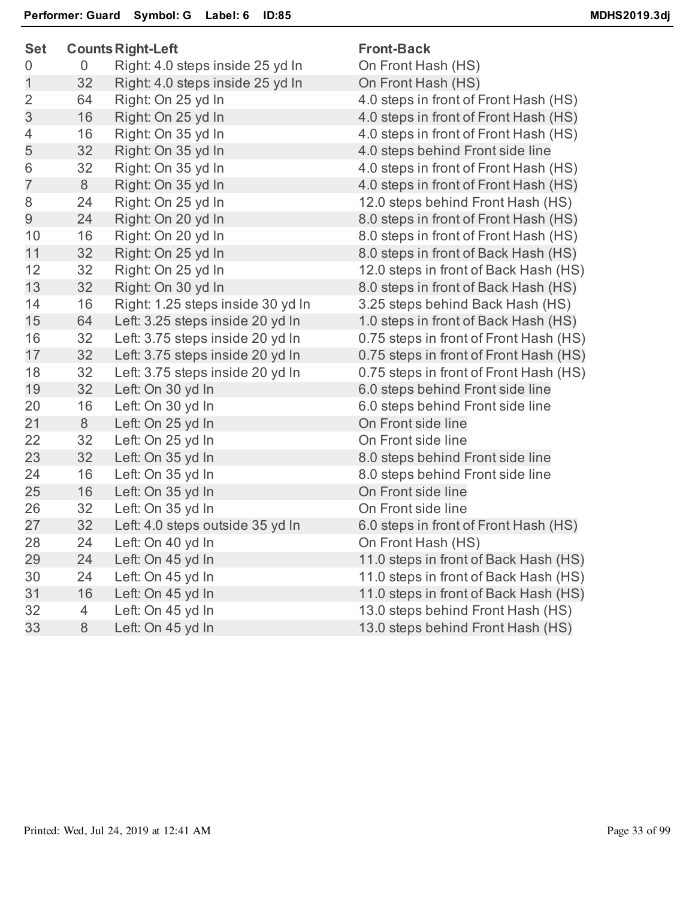**Performer: Guard  Symbol: G  Label: 6  ID:85**  **MDHS2019.3dj**

| Set | Counts | Right-Left | Front-Back |
|---|---|---|---|
| 0 | 0 | Right: 4.0 steps inside 25 yd ln | On Front Hash (HS) |
| 1 | 32 | Right: 4.0 steps inside 25 yd ln | On Front Hash (HS) |
| 2 | 64 | Right: On 25 yd ln | 4.0 steps in front of Front Hash (HS) |
| 3 | 16 | Right: On 25 yd ln | 4.0 steps in front of Front Hash (HS) |
| 4 | 16 | Right: On 35 yd ln | 4.0 steps in front of Front Hash (HS) |
| 5 | 32 | Right: On 35 yd ln | 4.0 steps behind Front side line |
| 6 | 32 | Right: On 35 yd ln | 4.0 steps in front of Front Hash (HS) |
| 7 | 8 | Right: On 35 yd ln | 4.0 steps in front of Front Hash (HS) |
| 8 | 24 | Right: On 25 yd ln | 12.0 steps behind Front Hash (HS) |
| 9 | 24 | Right: On 20 yd ln | 8.0 steps in front of Front Hash (HS) |
| 10 | 16 | Right: On 20 yd ln | 8.0 steps in front of Front Hash (HS) |
| 11 | 32 | Right: On 25 yd ln | 8.0 steps in front of Back Hash (HS) |
| 12 | 32 | Right: On 25 yd ln | 12.0 steps in front of Back Hash (HS) |
| 13 | 32 | Right: On 30 yd ln | 8.0 steps in front of Back Hash (HS) |
| 14 | 16 | Right: 1.25 steps inside 30 yd ln | 3.25 steps behind Back Hash (HS) |
| 15 | 64 | Left: 3.25 steps inside 20 yd ln | 1.0 steps in front of Back Hash (HS) |
| 16 | 32 | Left: 3.75 steps inside 20 yd ln | 0.75 steps in front of Front Hash (HS) |
| 17 | 32 | Left: 3.75 steps inside 20 yd ln | 0.75 steps in front of Front Hash (HS) |
| 18 | 32 | Left: 3.75 steps inside 20 yd ln | 0.75 steps in front of Front Hash (HS) |
| 19 | 32 | Left: On 30 yd ln | 6.0 steps behind Front side line |
| 20 | 16 | Left: On 30 yd ln | 6.0 steps behind Front side line |
| 21 | 8 | Left: On 25 yd ln | On Front side line |
| 22 | 32 | Left: On 25 yd ln | On Front side line |
| 23 | 32 | Left: On 35 yd ln | 8.0 steps behind Front side line |
| 24 | 16 | Left: On 35 yd ln | 8.0 steps behind Front side line |
| 25 | 16 | Left: On 35 yd ln | On Front side line |
| 26 | 32 | Left: On 35 yd ln | On Front side line |
| 27 | 32 | Left: 4.0 steps outside 35 yd ln | 6.0 steps in front of Front Hash (HS) |
| 28 | 24 | Left: On 40 yd ln | On Front Hash (HS) |
| 29 | 24 | Left: On 45 yd ln | 11.0 steps in front of Back Hash (HS) |
| 30 | 24 | Left: On 45 yd ln | 11.0 steps in front of Back Hash (HS) |
| 31 | 16 | Left: On 45 yd ln | 11.0 steps in front of Back Hash (HS) |
| 32 | 4 | Left: On 45 yd ln | 13.0 steps behind Front Hash (HS) |
| 33 | 8 | Left: On 45 yd ln | 13.0 steps behind Front Hash (HS) |

Printed: Wed, Jul 24, 2019 at 12:41 AM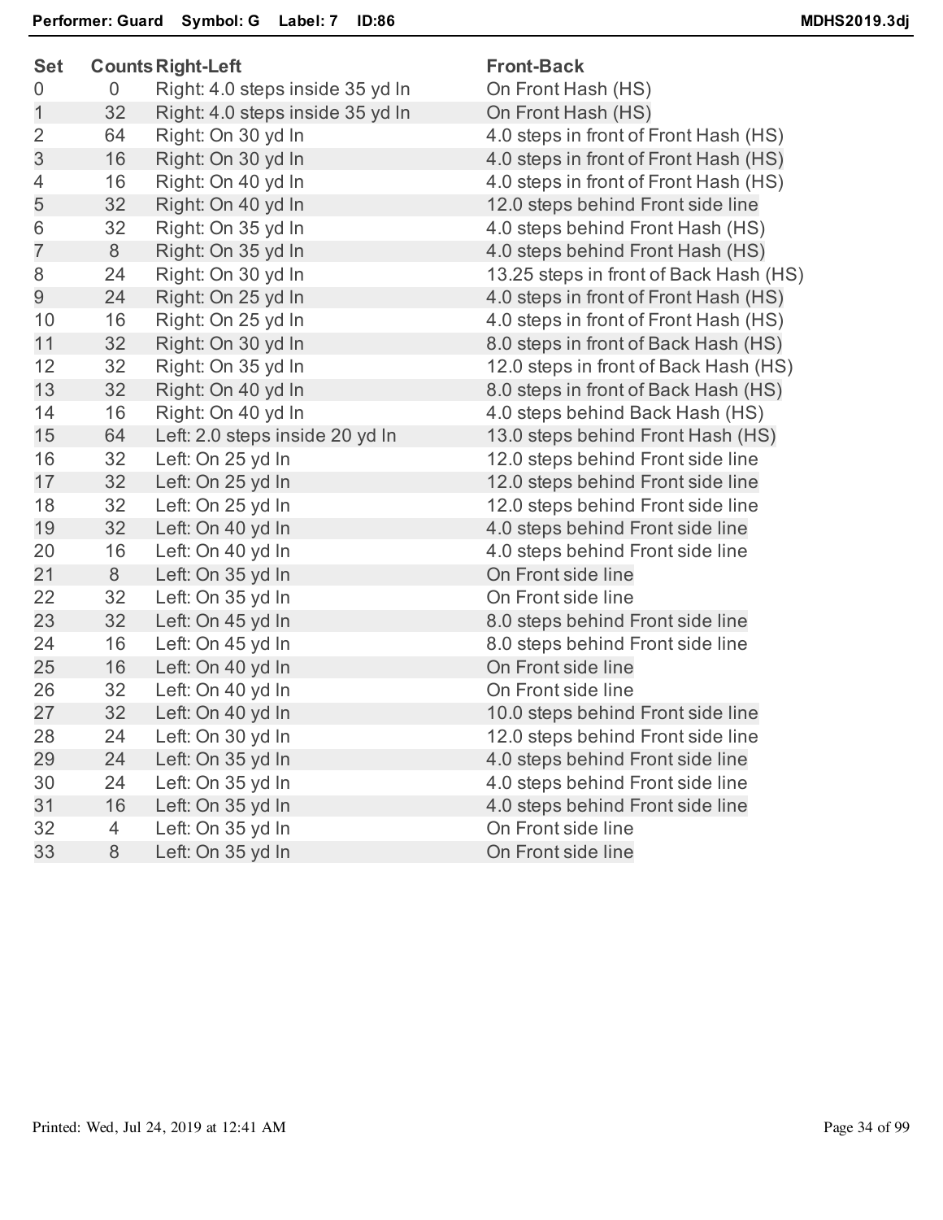**Performer: Guard Symbol: G Label: 7 ID:86**

| Set | Counts | Right-Left | Front-Back |
|---|---|---|---|
| 0 | 0 | Right: 4.0 steps inside 35 yd ln | On Front Hash (HS) |
| 1 | 32 | Right: 4.0 steps inside 35 yd ln | On Front Hash (HS) |
| 2 | 64 | Right: On 30 yd ln | 4.0 steps in front of Front Hash (HS) |
| 3 | 16 | Right: On 30 yd ln | 4.0 steps in front of Front Hash (HS) |
| 4 | 16 | Right: On 40 yd ln | 4.0 steps in front of Front Hash (HS) |
| 5 | 32 | Right: On 40 yd ln | 12.0 steps behind Front side line |
| 6 | 32 | Right: On 35 yd ln | 4.0 steps behind Front Hash (HS) |
| 7 | 8 | Right: On 35 yd ln | 4.0 steps behind Front Hash (HS) |
| 8 | 24 | Right: On 30 yd ln | 13.25 steps in front of Back Hash (HS) |
| 9 | 24 | Right: On 25 yd ln | 4.0 steps in front of Front Hash (HS) |
| 10 | 16 | Right: On 25 yd ln | 4.0 steps in front of Front Hash (HS) |
| 11 | 32 | Right: On 30 yd ln | 8.0 steps in front of Back Hash (HS) |
| 12 | 32 | Right: On 35 yd ln | 12.0 steps in front of Back Hash (HS) |
| 13 | 32 | Right: On 40 yd ln | 8.0 steps in front of Back Hash (HS) |
| 14 | 16 | Right: On 40 yd ln | 4.0 steps behind Back Hash (HS) |
| 15 | 64 | Left: 2.0 steps inside 20 yd ln | 13.0 steps behind Front Hash (HS) |
| 16 | 32 | Left: On 25 yd ln | 12.0 steps behind Front side line |
| 17 | 32 | Left: On 25 yd ln | 12.0 steps behind Front side line |
| 18 | 32 | Left: On 25 yd ln | 12.0 steps behind Front side line |
| 19 | 32 | Left: On 40 yd ln | 4.0 steps behind Front side line |
| 20 | 16 | Left: On 40 yd ln | 4.0 steps behind Front side line |
| 21 | 8 | Left: On 35 yd ln | On Front side line |
| 22 | 32 | Left: On 35 yd ln | On Front side line |
| 23 | 32 | Left: On 45 yd ln | 8.0 steps behind Front side line |
| 24 | 16 | Left: On 45 yd ln | 8.0 steps behind Front side line |
| 25 | 16 | Left: On 40 yd ln | On Front side line |
| 26 | 32 | Left: On 40 yd ln | On Front side line |
| 27 | 32 | Left: On 40 yd ln | 10.0 steps behind Front side line |
| 28 | 24 | Left: On 30 yd ln | 12.0 steps behind Front side line |
| 29 | 24 | Left: On 35 yd ln | 4.0 steps behind Front side line |
| 30 | 24 | Left: On 35 yd ln | 4.0 steps behind Front side line |
| 31 | 16 | Left: On 35 yd ln | 4.0 steps behind Front side line |
| 32 | 4 | Left: On 35 yd ln | On Front side line |
| 33 | 8 | Left: On 35 yd ln | On Front side line |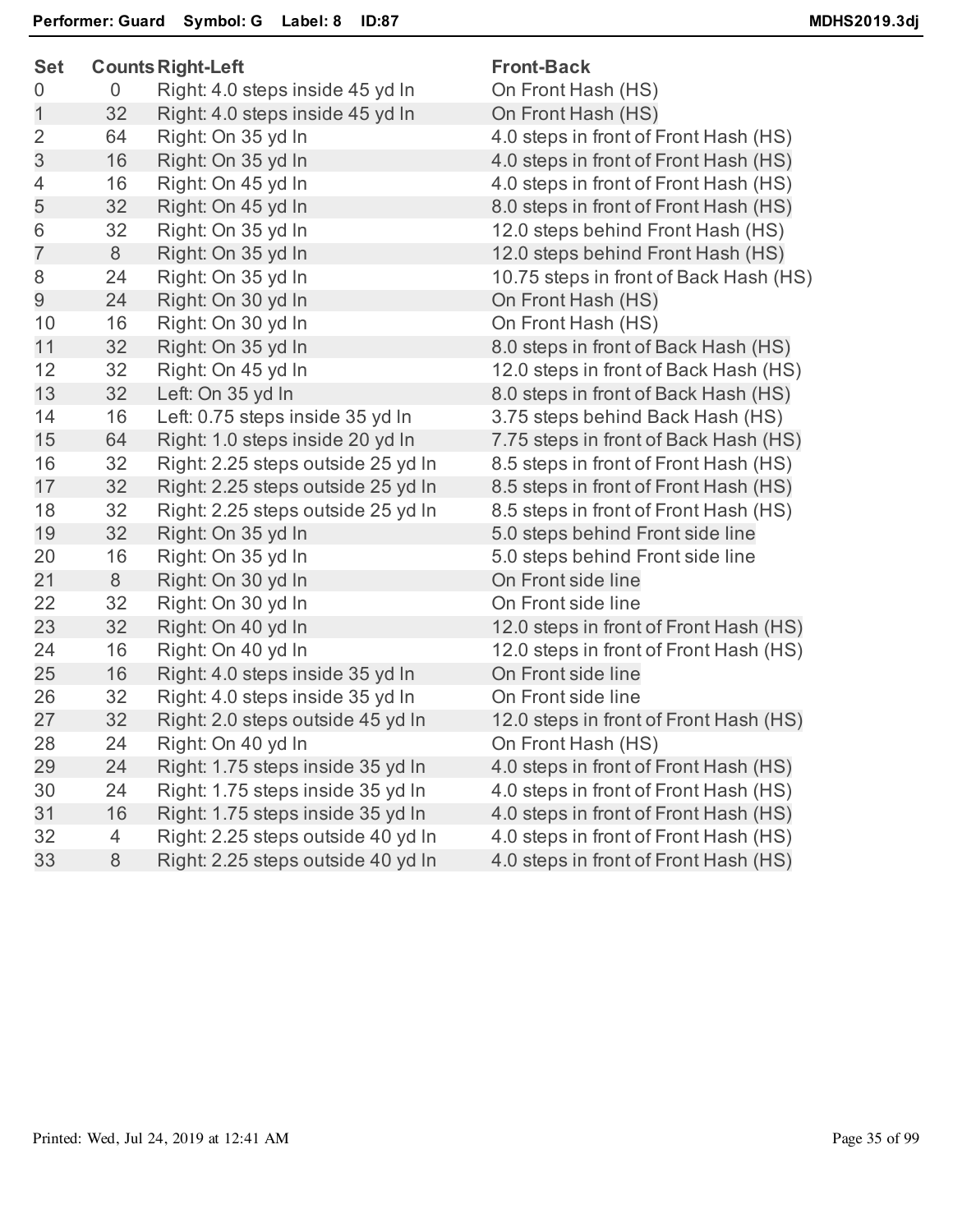**Performer: Guard Symbol: G Label: 8 ID:87** **MDHS2019.3dj**

| Set | Counts | Right-Left | Front-Back |
|---|---|---|---|
| 0 | 0 | Right: 4.0 steps inside 45 yd ln | On Front Hash (HS) |
| 1 | 32 | Right: 4.0 steps inside 45 yd ln | On Front Hash (HS) |
| 2 | 64 | Right: On 35 yd ln | 4.0 steps in front of Front Hash (HS) |
| 3 | 16 | Right: On 35 yd ln | 4.0 steps in front of Front Hash (HS) |
| 4 | 16 | Right: On 45 yd ln | 4.0 steps in front of Front Hash (HS) |
| 5 | 32 | Right: On 45 yd ln | 8.0 steps in front of Front Hash (HS) |
| 6 | 32 | Right: On 35 yd ln | 12.0 steps behind Front Hash (HS) |
| 7 | 8 | Right: On 35 yd ln | 12.0 steps behind Front Hash (HS) |
| 8 | 24 | Right: On 35 yd ln | 10.75 steps in front of Back Hash (HS) |
| 9 | 24 | Right: On 30 yd ln | On Front Hash (HS) |
| 10 | 16 | Right: On 30 yd ln | On Front Hash (HS) |
| 11 | 32 | Right: On 35 yd ln | 8.0 steps in front of Back Hash (HS) |
| 12 | 32 | Right: On 45 yd ln | 12.0 steps in front of Back Hash (HS) |
| 13 | 32 | Left: On 35 yd ln | 8.0 steps in front of Back Hash (HS) |
| 14 | 16 | Left: 0.75 steps inside 35 yd ln | 3.75 steps behind Back Hash (HS) |
| 15 | 64 | Right: 1.0 steps inside 20 yd ln | 7.75 steps in front of Back Hash (HS) |
| 16 | 32 | Right: 2.25 steps outside 25 yd ln | 8.5 steps in front of Front Hash (HS) |
| 17 | 32 | Right: 2.25 steps outside 25 yd ln | 8.5 steps in front of Front Hash (HS) |
| 18 | 32 | Right: 2.25 steps outside 25 yd ln | 8.5 steps in front of Front Hash (HS) |
| 19 | 32 | Right: On 35 yd ln | 5.0 steps behind Front side line |
| 20 | 16 | Right: On 35 yd ln | 5.0 steps behind Front side line |
| 21 | 8 | Right: On 30 yd ln | On Front side line |
| 22 | 32 | Right: On 30 yd ln | On Front side line |
| 23 | 32 | Right: On 40 yd ln | 12.0 steps in front of Front Hash (HS) |
| 24 | 16 | Right: On 40 yd ln | 12.0 steps in front of Front Hash (HS) |
| 25 | 16 | Right: 4.0 steps inside 35 yd ln | On Front side line |
| 26 | 32 | Right: 4.0 steps inside 35 yd ln | On Front side line |
| 27 | 32 | Right: 2.0 steps outside 45 yd ln | 12.0 steps in front of Front Hash (HS) |
| 28 | 24 | Right: On 40 yd ln | On Front Hash (HS) |
| 29 | 24 | Right: 1.75 steps inside 35 yd ln | 4.0 steps in front of Front Hash (HS) |
| 30 | 24 | Right: 1.75 steps inside 35 yd ln | 4.0 steps in front of Front Hash (HS) |
| 31 | 16 | Right: 1.75 steps inside 35 yd ln | 4.0 steps in front of Front Hash (HS) |
| 32 | 4 | Right: 2.25 steps outside 40 yd ln | 4.0 steps in front of Front Hash (HS) |
| 33 | 8 | Right: 2.25 steps outside 40 yd ln | 4.0 steps in front of Front Hash (HS) |

Printed: Wed, Jul 24, 2019 at 12:41 AM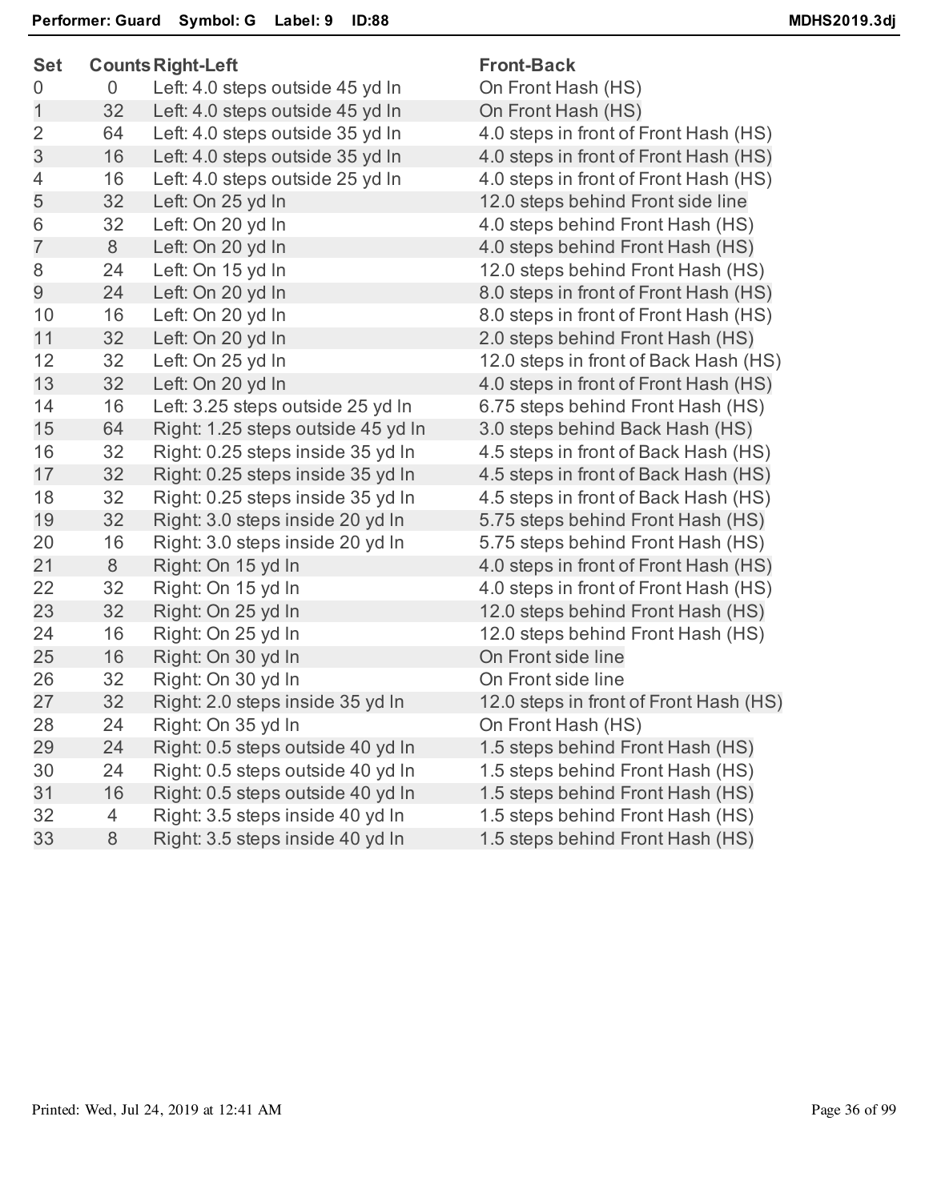**Performer: Guard    Symbol: G    Label: 9    ID:88**    **MDHS2019.3dj**

| Set | Counts | Right-Left | Front-Back |
|---|---|---|---|
| 0 | 0 | Left: 4.0 steps outside 45 yd ln | On Front Hash (HS) |
| 1 | 32 | Left: 4.0 steps outside 45 yd ln | On Front Hash (HS) |
| 2 | 64 | Left: 4.0 steps outside 35 yd ln | 4.0 steps in front of Front Hash (HS) |
| 3 | 16 | Left: 4.0 steps outside 35 yd ln | 4.0 steps in front of Front Hash (HS) |
| 4 | 16 | Left: 4.0 steps outside 25 yd ln | 4.0 steps in front of Front Hash (HS) |
| 5 | 32 | Left: On 25 yd ln | 12.0 steps behind Front side line |
| 6 | 32 | Left: On 20 yd ln | 4.0 steps behind Front Hash (HS) |
| 7 | 8 | Left: On 20 yd ln | 4.0 steps behind Front Hash (HS) |
| 8 | 24 | Left: On 15 yd ln | 12.0 steps behind Front Hash (HS) |
| 9 | 24 | Left: On 20 yd ln | 8.0 steps in front of Front Hash (HS) |
| 10 | 16 | Left: On 20 yd ln | 8.0 steps in front of Front Hash (HS) |
| 11 | 32 | Left: On 20 yd ln | 2.0 steps behind Front Hash (HS) |
| 12 | 32 | Left: On 25 yd ln | 12.0 steps in front of Back Hash (HS) |
| 13 | 32 | Left: On 20 yd ln | 4.0 steps in front of Front Hash (HS) |
| 14 | 16 | Left: 3.25 steps outside 25 yd ln | 6.75 steps behind Front Hash (HS) |
| 15 | 64 | Right: 1.25 steps outside 45 yd ln | 3.0 steps behind Back Hash (HS) |
| 16 | 32 | Right: 0.25 steps inside 35 yd ln | 4.5 steps in front of Back Hash (HS) |
| 17 | 32 | Right: 0.25 steps inside 35 yd ln | 4.5 steps in front of Back Hash (HS) |
| 18 | 32 | Right: 0.25 steps inside 35 yd ln | 4.5 steps in front of Back Hash (HS) |
| 19 | 32 | Right: 3.0 steps inside 20 yd ln | 5.75 steps behind Front Hash (HS) |
| 20 | 16 | Right: 3.0 steps inside 20 yd ln | 5.75 steps behind Front Hash (HS) |
| 21 | 8 | Right: On 15 yd ln | 4.0 steps in front of Front Hash (HS) |
| 22 | 32 | Right: On 15 yd ln | 4.0 steps in front of Front Hash (HS) |
| 23 | 32 | Right: On 25 yd ln | 12.0 steps behind Front Hash (HS) |
| 24 | 16 | Right: On 25 yd ln | 12.0 steps behind Front Hash (HS) |
| 25 | 16 | Right: On 30 yd ln | On Front side line |
| 26 | 32 | Right: On 30 yd ln | On Front side line |
| 27 | 32 | Right: 2.0 steps inside 35 yd ln | 12.0 steps in front of Front Hash (HS) |
| 28 | 24 | Right: On 35 yd ln | On Front Hash (HS) |
| 29 | 24 | Right: 0.5 steps outside 40 yd ln | 1.5 steps behind Front Hash (HS) |
| 30 | 24 | Right: 0.5 steps outside 40 yd ln | 1.5 steps behind Front Hash (HS) |
| 31 | 16 | Right: 0.5 steps outside 40 yd ln | 1.5 steps behind Front Hash (HS) |
| 32 | 4 | Right: 3.5 steps inside 40 yd ln | 1.5 steps behind Front Hash (HS) |
| 33 | 8 | Right: 3.5 steps inside 40 yd ln | 1.5 steps behind Front Hash (HS) |

Printed: Wed, Jul 24, 2019 at 12:41 AM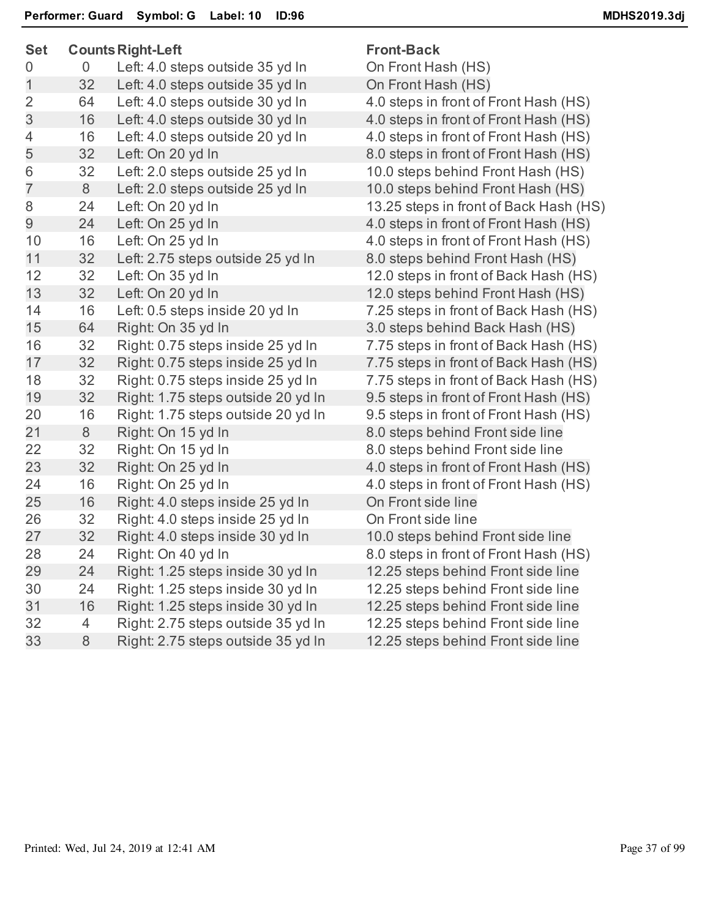**Performer: Guard Symbol: G Label: 10 ID:96** **MDHS2019.3dj**

| Set | Counts | Right-Left | Front-Back |
|---|---|---|---|
| 0 | 0 | Left: 4.0 steps outside 35 yd ln | On Front Hash (HS) |
| 1 | 32 | Left: 4.0 steps outside 35 yd ln | On Front Hash (HS) |
| 2 | 64 | Left: 4.0 steps outside 30 yd ln | 4.0 steps in front of Front Hash (HS) |
| 3 | 16 | Left: 4.0 steps outside 30 yd ln | 4.0 steps in front of Front Hash (HS) |
| 4 | 16 | Left: 4.0 steps outside 20 yd ln | 4.0 steps in front of Front Hash (HS) |
| 5 | 32 | Left: On 20 yd ln | 8.0 steps in front of Front Hash (HS) |
| 6 | 32 | Left: 2.0 steps outside 25 yd ln | 10.0 steps behind Front Hash (HS) |
| 7 | 8 | Left: 2.0 steps outside 25 yd ln | 10.0 steps behind Front Hash (HS) |
| 8 | 24 | Left: On 20 yd ln | 13.25 steps in front of Back Hash (HS) |
| 9 | 24 | Left: On 25 yd ln | 4.0 steps in front of Front Hash (HS) |
| 10 | 16 | Left: On 25 yd ln | 4.0 steps in front of Front Hash (HS) |
| 11 | 32 | Left: 2.75 steps outside 25 yd ln | 8.0 steps behind Front Hash (HS) |
| 12 | 32 | Left: On 35 yd ln | 12.0 steps in front of Back Hash (HS) |
| 13 | 32 | Left: On 20 yd ln | 12.0 steps behind Front Hash (HS) |
| 14 | 16 | Left: 0.5 steps inside 20 yd ln | 7.25 steps in front of Back Hash (HS) |
| 15 | 64 | Right: On 35 yd ln | 3.0 steps behind Back Hash (HS) |
| 16 | 32 | Right: 0.75 steps inside 25 yd ln | 7.75 steps in front of Back Hash (HS) |
| 17 | 32 | Right: 0.75 steps inside 25 yd ln | 7.75 steps in front of Back Hash (HS) |
| 18 | 32 | Right: 0.75 steps inside 25 yd ln | 7.75 steps in front of Back Hash (HS) |
| 19 | 32 | Right: 1.75 steps outside 20 yd ln | 9.5 steps in front of Front Hash (HS) |
| 20 | 16 | Right: 1.75 steps outside 20 yd ln | 9.5 steps in front of Front Hash (HS) |
| 21 | 8 | Right: On 15 yd ln | 8.0 steps behind Front side line |
| 22 | 32 | Right: On 15 yd ln | 8.0 steps behind Front side line |
| 23 | 32 | Right: On 25 yd ln | 4.0 steps in front of Front Hash (HS) |
| 24 | 16 | Right: On 25 yd ln | 4.0 steps in front of Front Hash (HS) |
| 25 | 16 | Right: 4.0 steps inside 25 yd ln | On Front side line |
| 26 | 32 | Right: 4.0 steps inside 25 yd ln | On Front side line |
| 27 | 32 | Right: 4.0 steps inside 30 yd ln | 10.0 steps behind Front side line |
| 28 | 24 | Right: On 40 yd ln | 8.0 steps in front of Front Hash (HS) |
| 29 | 24 | Right: 1.25 steps inside 30 yd ln | 12.25 steps behind Front side line |
| 30 | 24 | Right: 1.25 steps inside 30 yd ln | 12.25 steps behind Front side line |
| 31 | 16 | Right: 1.25 steps inside 30 yd ln | 12.25 steps behind Front side line |
| 32 | 4 | Right: 2.75 steps outside 35 yd ln | 12.25 steps behind Front side line |
| 33 | 8 | Right: 2.75 steps outside 35 yd ln | 12.25 steps behind Front side line |

Printed: Wed, Jul 24, 2019 at 12:41 AM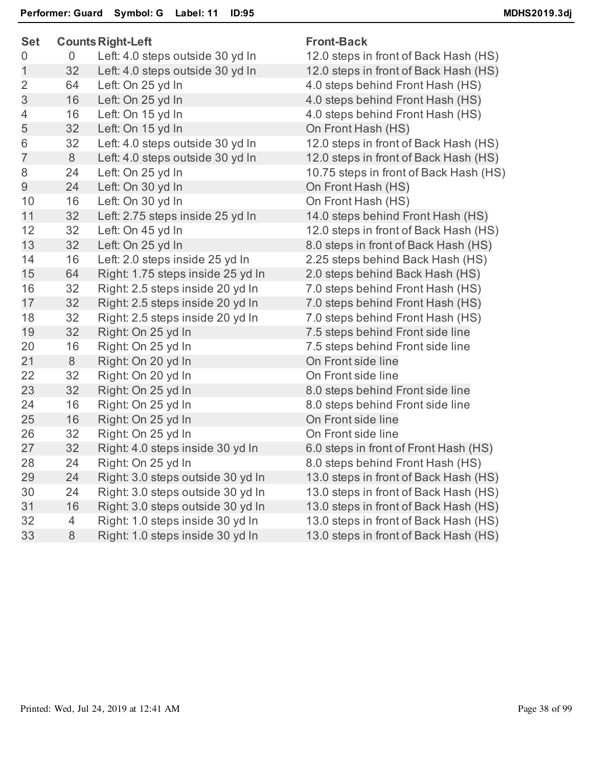**Performer: Guard    Symbol: G    Label: 11    ID:95**    **MDHS2019.3dj**

| Set | Counts | Right-Left | Front-Back |
|---|---|---|---|
| 0 | 0 | Left: 4.0 steps outside 30 yd ln | 12.0 steps in front of Back Hash (HS) |
| 1 | 32 | Left: 4.0 steps outside 30 yd ln | 12.0 steps in front of Back Hash (HS) |
| 2 | 64 | Left: On 25 yd ln | 4.0 steps behind Front Hash (HS) |
| 3 | 16 | Left: On 25 yd ln | 4.0 steps behind Front Hash (HS) |
| 4 | 16 | Left: On 15 yd ln | 4.0 steps behind Front Hash (HS) |
| 5 | 32 | Left: On 15 yd ln | On Front Hash (HS) |
| 6 | 32 | Left: 4.0 steps outside 30 yd ln | 12.0 steps in front of Back Hash (HS) |
| 7 | 8 | Left: 4.0 steps outside 30 yd ln | 12.0 steps in front of Back Hash (HS) |
| 8 | 24 | Left: On 25 yd ln | 10.75 steps in front of Back Hash (HS) |
| 9 | 24 | Left: On 30 yd ln | On Front Hash (HS) |
| 10 | 16 | Left: On 30 yd ln | On Front Hash (HS) |
| 11 | 32 | Left: 2.75 steps inside 25 yd ln | 14.0 steps behind Front Hash (HS) |
| 12 | 32 | Left: On 45 yd ln | 12.0 steps in front of Back Hash (HS) |
| 13 | 32 | Left: On 25 yd ln | 8.0 steps in front of Back Hash (HS) |
| 14 | 16 | Left: 2.0 steps inside 25 yd ln | 2.25 steps behind Back Hash (HS) |
| 15 | 64 | Right: 1.75 steps inside 25 yd ln | 2.0 steps behind Back Hash (HS) |
| 16 | 32 | Right: 2.5 steps inside 20 yd ln | 7.0 steps behind Front Hash (HS) |
| 17 | 32 | Right: 2.5 steps inside 20 yd ln | 7.0 steps behind Front Hash (HS) |
| 18 | 32 | Right: 2.5 steps inside 20 yd ln | 7.0 steps behind Front Hash (HS) |
| 19 | 32 | Right: On 25 yd ln | 7.5 steps behind Front side line |
| 20 | 16 | Right: On 25 yd ln | 7.5 steps behind Front side line |
| 21 | 8 | Right: On 20 yd ln | On Front side line |
| 22 | 32 | Right: On 20 yd ln | On Front side line |
| 23 | 32 | Right: On 25 yd ln | 8.0 steps behind Front side line |
| 24 | 16 | Right: On 25 yd ln | 8.0 steps behind Front side line |
| 25 | 16 | Right: On 25 yd ln | On Front side line |
| 26 | 32 | Right: On 25 yd ln | On Front side line |
| 27 | 32 | Right: 4.0 steps inside 30 yd ln | 6.0 steps in front of Front Hash (HS) |
| 28 | 24 | Right: On 25 yd ln | 8.0 steps behind Front Hash (HS) |
| 29 | 24 | Right: 3.0 steps outside 30 yd ln | 13.0 steps in front of Back Hash (HS) |
| 30 | 24 | Right: 3.0 steps outside 30 yd ln | 13.0 steps in front of Back Hash (HS) |
| 31 | 16 | Right: 3.0 steps outside 30 yd ln | 13.0 steps in front of Back Hash (HS) |
| 32 | 4 | Right: 1.0 steps inside 30 yd ln | 13.0 steps in front of Back Hash (HS) |
| 33 | 8 | Right: 1.0 steps inside 30 yd ln | 13.0 steps in front of Back Hash (HS) |

Printed: Wed, Jul 24, 2019 at 12:41 AM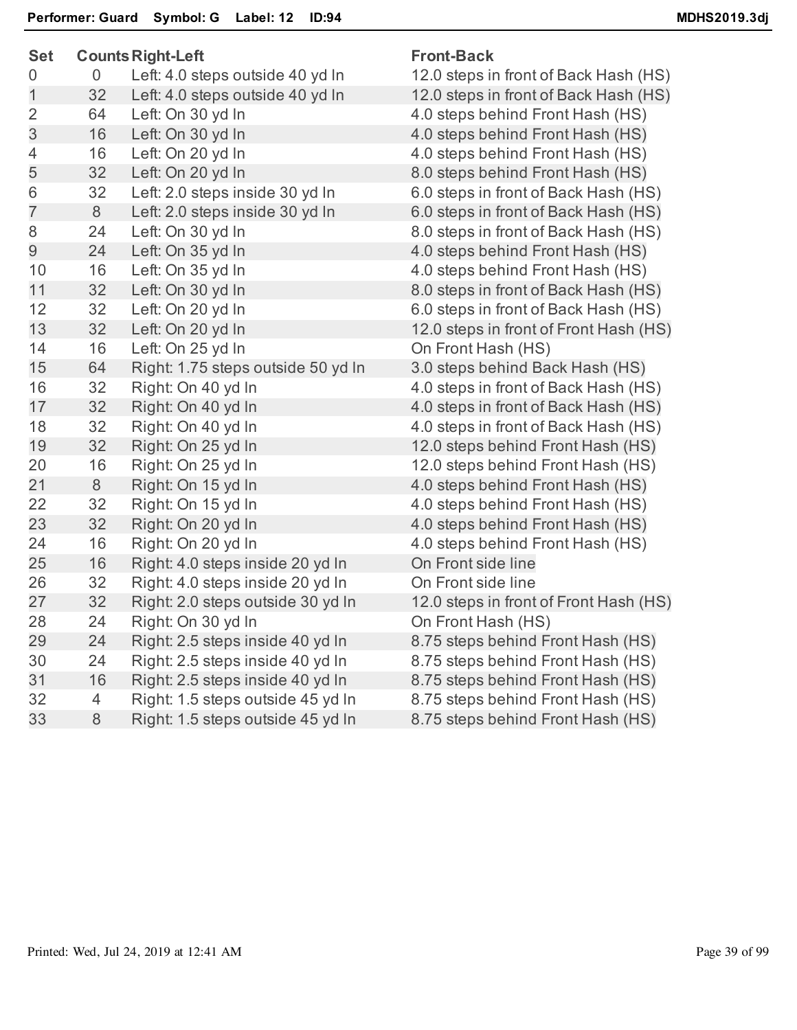**Performer: Guard Symbol: G Label: 12 ID:94** **MDHS2019.3dj**

| Set | Counts | Right-Left | Front-Back |
|---|---|---|---|
| 0 | 0 | Left: 4.0 steps outside 40 yd ln | 12.0 steps in front of Back Hash (HS) |
| 1 | 32 | Left: 4.0 steps outside 40 yd ln | 12.0 steps in front of Back Hash (HS) |
| 2 | 64 | Left: On 30 yd ln | 4.0 steps behind Front Hash (HS) |
| 3 | 16 | Left: On 30 yd ln | 4.0 steps behind Front Hash (HS) |
| 4 | 16 | Left: On 20 yd ln | 4.0 steps behind Front Hash (HS) |
| 5 | 32 | Left: On 20 yd ln | 8.0 steps behind Front Hash (HS) |
| 6 | 32 | Left: 2.0 steps inside 30 yd ln | 6.0 steps in front of Back Hash (HS) |
| 7 | 8 | Left: 2.0 steps inside 30 yd ln | 6.0 steps in front of Back Hash (HS) |
| 8 | 24 | Left: On 30 yd ln | 8.0 steps in front of Back Hash (HS) |
| 9 | 24 | Left: On 35 yd ln | 4.0 steps behind Front Hash (HS) |
| 10 | 16 | Left: On 35 yd ln | 4.0 steps behind Front Hash (HS) |
| 11 | 32 | Left: On 30 yd ln | 8.0 steps in front of Back Hash (HS) |
| 12 | 32 | Left: On 20 yd ln | 6.0 steps in front of Back Hash (HS) |
| 13 | 32 | Left: On 20 yd ln | 12.0 steps in front of Front Hash (HS) |
| 14 | 16 | Left: On 25 yd ln | On Front Hash (HS) |
| 15 | 64 | Right: 1.75 steps outside 50 yd ln | 3.0 steps behind Back Hash (HS) |
| 16 | 32 | Right: On 40 yd ln | 4.0 steps in front of Back Hash (HS) |
| 17 | 32 | Right: On 40 yd ln | 4.0 steps in front of Back Hash (HS) |
| 18 | 32 | Right: On 40 yd ln | 4.0 steps in front of Back Hash (HS) |
| 19 | 32 | Right: On 25 yd ln | 12.0 steps behind Front Hash (HS) |
| 20 | 16 | Right: On 25 yd ln | 12.0 steps behind Front Hash (HS) |
| 21 | 8 | Right: On 15 yd ln | 4.0 steps behind Front Hash (HS) |
| 22 | 32 | Right: On 15 yd ln | 4.0 steps behind Front Hash (HS) |
| 23 | 32 | Right: On 20 yd ln | 4.0 steps behind Front Hash (HS) |
| 24 | 16 | Right: On 20 yd ln | 4.0 steps behind Front Hash (HS) |
| 25 | 16 | Right: 4.0 steps inside 20 yd ln | On Front side line |
| 26 | 32 | Right: 4.0 steps inside 20 yd ln | On Front side line |
| 27 | 32 | Right: 2.0 steps outside 30 yd ln | 12.0 steps in front of Front Hash (HS) |
| 28 | 24 | Right: On 30 yd ln | On Front Hash (HS) |
| 29 | 24 | Right: 2.5 steps inside 40 yd ln | 8.75 steps behind Front Hash (HS) |
| 30 | 24 | Right: 2.5 steps inside 40 yd ln | 8.75 steps behind Front Hash (HS) |
| 31 | 16 | Right: 2.5 steps inside 40 yd ln | 8.75 steps behind Front Hash (HS) |
| 32 | 4 | Right: 1.5 steps outside 45 yd ln | 8.75 steps behind Front Hash (HS) |
| 33 | 8 | Right: 1.5 steps outside 45 yd ln | 8.75 steps behind Front Hash (HS) |

Printed: Wed, Jul 24, 2019 at 12:41 AM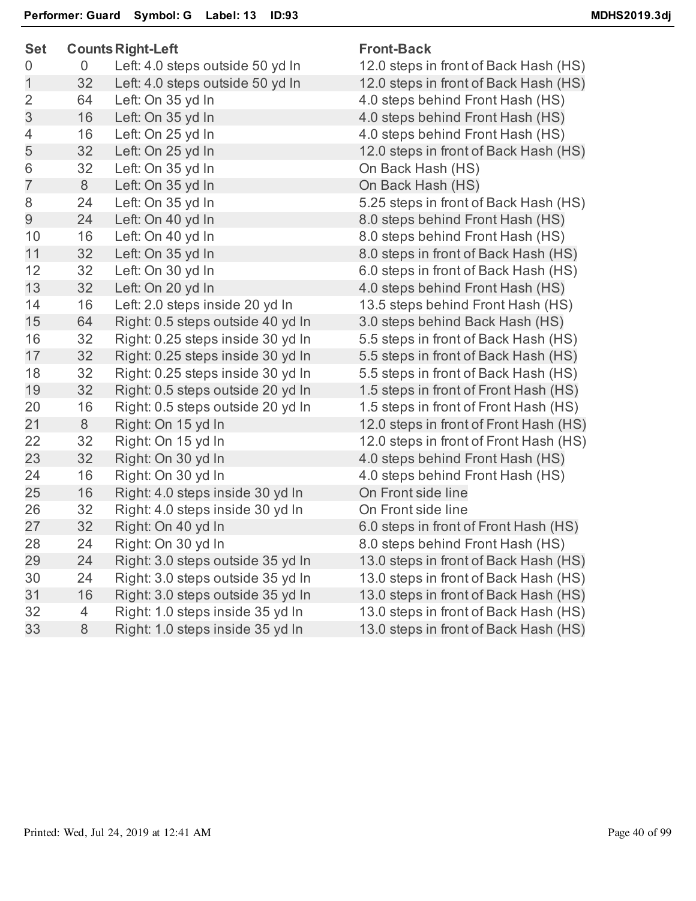**Performer: Guard Symbol: G Label: 13 ID:93** **MDHS2019.3dj**

| Set | Counts | Right-Left | Front-Back |
|---|---|---|---|
| 0 | 0 | Left: 4.0 steps outside 50 yd ln | 12.0 steps in front of Back Hash (HS) |
| 1 | 32 | Left: 4.0 steps outside 50 yd ln | 12.0 steps in front of Back Hash (HS) |
| 2 | 64 | Left: On 35 yd ln | 4.0 steps behind Front Hash (HS) |
| 3 | 16 | Left: On 35 yd ln | 4.0 steps behind Front Hash (HS) |
| 4 | 16 | Left: On 25 yd ln | 4.0 steps behind Front Hash (HS) |
| 5 | 32 | Left: On 25 yd ln | 12.0 steps in front of Back Hash (HS) |
| 6 | 32 | Left: On 35 yd ln | On Back Hash (HS) |
| 7 | 8 | Left: On 35 yd ln | On Back Hash (HS) |
| 8 | 24 | Left: On 35 yd ln | 5.25 steps in front of Back Hash (HS) |
| 9 | 24 | Left: On 40 yd ln | 8.0 steps behind Front Hash (HS) |
| 10 | 16 | Left: On 40 yd ln | 8.0 steps behind Front Hash (HS) |
| 11 | 32 | Left: On 35 yd ln | 8.0 steps in front of Back Hash (HS) |
| 12 | 32 | Left: On 30 yd ln | 6.0 steps in front of Back Hash (HS) |
| 13 | 32 | Left: On 20 yd ln | 4.0 steps behind Front Hash (HS) |
| 14 | 16 | Left: 2.0 steps inside 20 yd ln | 13.5 steps behind Front Hash (HS) |
| 15 | 64 | Right: 0.5 steps outside 40 yd ln | 3.0 steps behind Back Hash (HS) |
| 16 | 32 | Right: 0.25 steps inside 30 yd ln | 5.5 steps in front of Back Hash (HS) |
| 17 | 32 | Right: 0.25 steps inside 30 yd ln | 5.5 steps in front of Back Hash (HS) |
| 18 | 32 | Right: 0.25 steps inside 30 yd ln | 5.5 steps in front of Back Hash (HS) |
| 19 | 32 | Right: 0.5 steps outside 20 yd ln | 1.5 steps in front of Front Hash (HS) |
| 20 | 16 | Right: 0.5 steps outside 20 yd ln | 1.5 steps in front of Front Hash (HS) |
| 21 | 8 | Right: On 15 yd ln | 12.0 steps in front of Front Hash (HS) |
| 22 | 32 | Right: On 15 yd ln | 12.0 steps in front of Front Hash (HS) |
| 23 | 32 | Right: On 30 yd ln | 4.0 steps behind Front Hash (HS) |
| 24 | 16 | Right: On 30 yd ln | 4.0 steps behind Front Hash (HS) |
| 25 | 16 | Right: 4.0 steps inside 30 yd ln | On Front side line |
| 26 | 32 | Right: 4.0 steps inside 30 yd ln | On Front side line |
| 27 | 32 | Right: On 40 yd ln | 6.0 steps in front of Front Hash (HS) |
| 28 | 24 | Right: On 30 yd ln | 8.0 steps behind Front Hash (HS) |
| 29 | 24 | Right: 3.0 steps outside 35 yd ln | 13.0 steps in front of Back Hash (HS) |
| 30 | 24 | Right: 3.0 steps outside 35 yd ln | 13.0 steps in front of Back Hash (HS) |
| 31 | 16 | Right: 3.0 steps outside 35 yd ln | 13.0 steps in front of Back Hash (HS) |
| 32 | 4 | Right: 1.0 steps inside 35 yd ln | 13.0 steps in front of Back Hash (HS) |
| 33 | 8 | Right: 1.0 steps inside 35 yd ln | 13.0 steps in front of Back Hash (HS) |

Printed: Wed, Jul 24, 2019 at 12:41 AM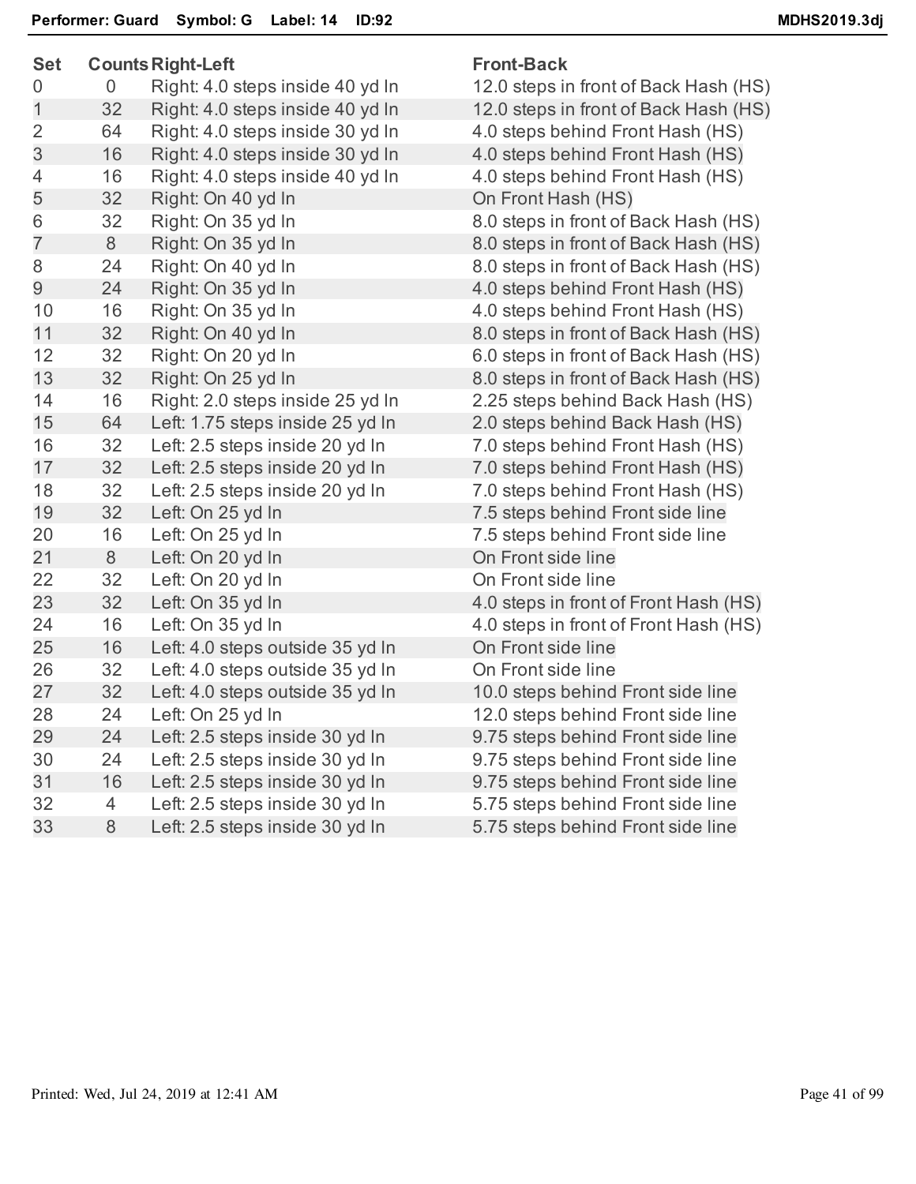**Performer: Guard  Symbol: G  Label: 14  ID:92**  **MDHS2019.3dj**

| Set | Counts | Right-Left | Front-Back |
|---|---|---|---|
| 0 | 0 | Right: 4.0 steps inside 40 yd ln | 12.0 steps in front of Back Hash (HS) |
| 1 | 32 | Right: 4.0 steps inside 40 yd ln | 12.0 steps in front of Back Hash (HS) |
| 2 | 64 | Right: 4.0 steps inside 30 yd ln | 4.0 steps behind Front Hash (HS) |
| 3 | 16 | Right: 4.0 steps inside 30 yd ln | 4.0 steps behind Front Hash (HS) |
| 4 | 16 | Right: 4.0 steps inside 40 yd ln | 4.0 steps behind Front Hash (HS) |
| 5 | 32 | Right: On 40 yd ln | On Front Hash (HS) |
| 6 | 32 | Right: On 35 yd ln | 8.0 steps in front of Back Hash (HS) |
| 7 | 8 | Right: On 35 yd ln | 8.0 steps in front of Back Hash (HS) |
| 8 | 24 | Right: On 40 yd ln | 8.0 steps in front of Back Hash (HS) |
| 9 | 24 | Right: On 35 yd ln | 4.0 steps behind Front Hash (HS) |
| 10 | 16 | Right: On 35 yd ln | 4.0 steps behind Front Hash (HS) |
| 11 | 32 | Right: On 40 yd ln | 8.0 steps in front of Back Hash (HS) |
| 12 | 32 | Right: On 20 yd ln | 6.0 steps in front of Back Hash (HS) |
| 13 | 32 | Right: On 25 yd ln | 8.0 steps in front of Back Hash (HS) |
| 14 | 16 | Right: 2.0 steps inside 25 yd ln | 2.25 steps behind Back Hash (HS) |
| 15 | 64 | Left: 1.75 steps inside 25 yd ln | 2.0 steps behind Back Hash (HS) |
| 16 | 32 | Left: 2.5 steps inside 20 yd ln | 7.0 steps behind Front Hash (HS) |
| 17 | 32 | Left: 2.5 steps inside 20 yd ln | 7.0 steps behind Front Hash (HS) |
| 18 | 32 | Left: 2.5 steps inside 20 yd ln | 7.0 steps behind Front Hash (HS) |
| 19 | 32 | Left: On 25 yd ln | 7.5 steps behind Front side line |
| 20 | 16 | Left: On 25 yd ln | 7.5 steps behind Front side line |
| 21 | 8 | Left: On 20 yd ln | On Front side line |
| 22 | 32 | Left: On 20 yd ln | On Front side line |
| 23 | 32 | Left: On 35 yd ln | 4.0 steps in front of Front Hash (HS) |
| 24 | 16 | Left: On 35 yd ln | 4.0 steps in front of Front Hash (HS) |
| 25 | 16 | Left: 4.0 steps outside 35 yd ln | On Front side line |
| 26 | 32 | Left: 4.0 steps outside 35 yd ln | On Front side line |
| 27 | 32 | Left: 4.0 steps outside 35 yd ln | 10.0 steps behind Front side line |
| 28 | 24 | Left: On 25 yd ln | 12.0 steps behind Front side line |
| 29 | 24 | Left: 2.5 steps inside 30 yd ln | 9.75 steps behind Front side line |
| 30 | 24 | Left: 2.5 steps inside 30 yd ln | 9.75 steps behind Front side line |
| 31 | 16 | Left: 2.5 steps inside 30 yd ln | 9.75 steps behind Front side line |
| 32 | 4 | Left: 2.5 steps inside 30 yd ln | 5.75 steps behind Front side line |
| 33 | 8 | Left: 2.5 steps inside 30 yd ln | 5.75 steps behind Front side line |

Printed: Wed, Jul 24, 2019 at 12:41 AM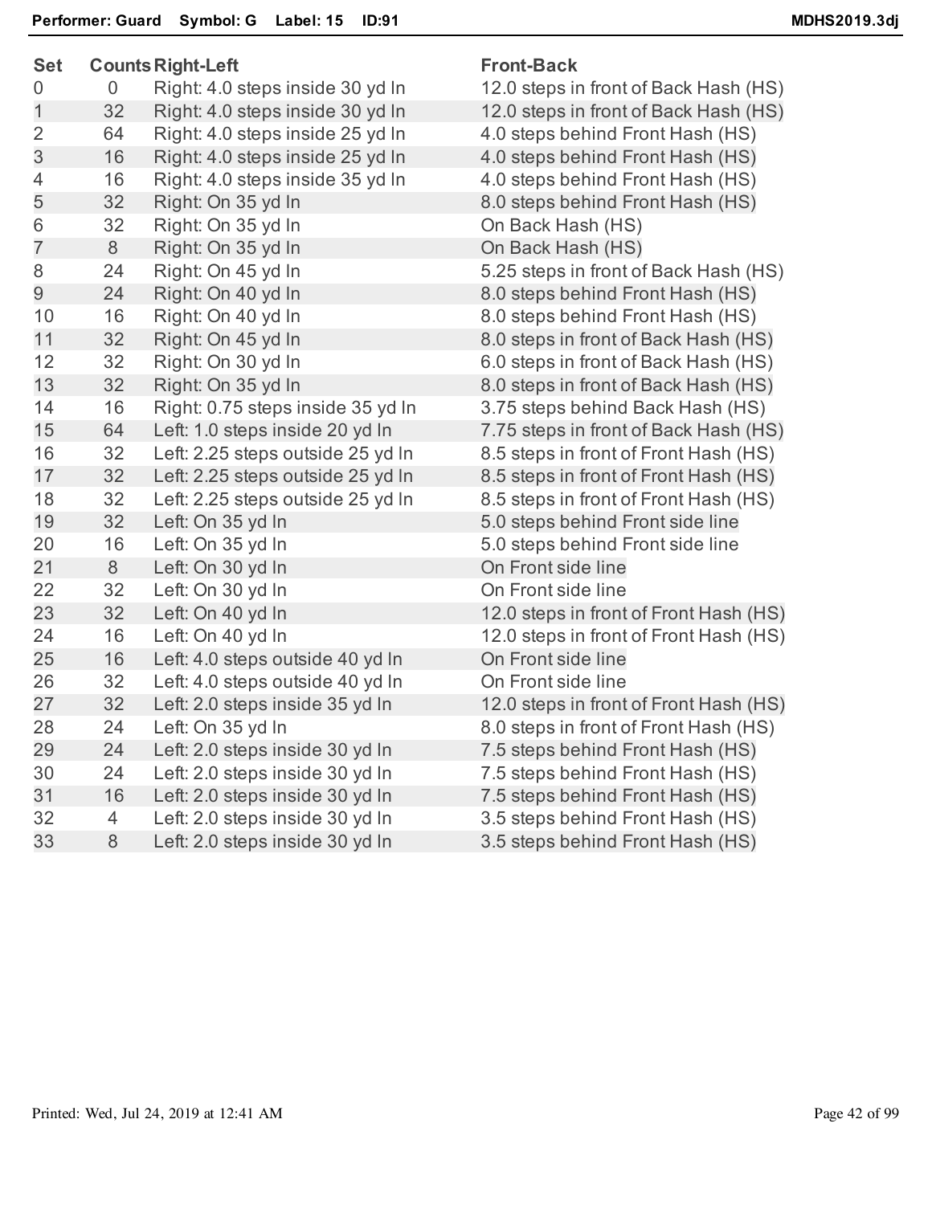**Performer: Guard  Symbol: G  Label: 15  ID:91**  **MDHS2019.3dj**

| Set | Counts | Right-Left | Front-Back |
|---|---|---|---|
| 0 | 0 | Right: 4.0 steps inside 30 yd ln | 12.0 steps in front of Back Hash (HS) |
| 1 | 32 | Right: 4.0 steps inside 30 yd ln | 12.0 steps in front of Back Hash (HS) |
| 2 | 64 | Right: 4.0 steps inside 25 yd ln | 4.0 steps behind Front Hash (HS) |
| 3 | 16 | Right: 4.0 steps inside 25 yd ln | 4.0 steps behind Front Hash (HS) |
| 4 | 16 | Right: 4.0 steps inside 35 yd ln | 4.0 steps behind Front Hash (HS) |
| 5 | 32 | Right: On 35 yd ln | 8.0 steps behind Front Hash (HS) |
| 6 | 32 | Right: On 35 yd ln | On Back Hash (HS) |
| 7 | 8 | Right: On 35 yd ln | On Back Hash (HS) |
| 8 | 24 | Right: On 45 yd ln | 5.25 steps in front of Back Hash (HS) |
| 9 | 24 | Right: On 40 yd ln | 8.0 steps behind Front Hash (HS) |
| 10 | 16 | Right: On 40 yd ln | 8.0 steps behind Front Hash (HS) |
| 11 | 32 | Right: On 45 yd ln | 8.0 steps in front of Back Hash (HS) |
| 12 | 32 | Right: On 30 yd ln | 6.0 steps in front of Back Hash (HS) |
| 13 | 32 | Right: On 35 yd ln | 8.0 steps in front of Back Hash (HS) |
| 14 | 16 | Right: 0.75 steps inside 35 yd ln | 3.75 steps behind Back Hash (HS) |
| 15 | 64 | Left: 1.0 steps inside 20 yd ln | 7.75 steps in front of Back Hash (HS) |
| 16 | 32 | Left: 2.25 steps outside 25 yd ln | 8.5 steps in front of Front Hash (HS) |
| 17 | 32 | Left: 2.25 steps outside 25 yd ln | 8.5 steps in front of Front Hash (HS) |
| 18 | 32 | Left: 2.25 steps outside 25 yd ln | 8.5 steps in front of Front Hash (HS) |
| 19 | 32 | Left: On 35 yd ln | 5.0 steps behind Front side line |
| 20 | 16 | Left: On 35 yd ln | 5.0 steps behind Front side line |
| 21 | 8 | Left: On 30 yd ln | On Front side line |
| 22 | 32 | Left: On 30 yd ln | On Front side line |
| 23 | 32 | Left: On 40 yd ln | 12.0 steps in front of Front Hash (HS) |
| 24 | 16 | Left: On 40 yd ln | 12.0 steps in front of Front Hash (HS) |
| 25 | 16 | Left: 4.0 steps outside 40 yd ln | On Front side line |
| 26 | 32 | Left: 4.0 steps outside 40 yd ln | On Front side line |
| 27 | 32 | Left: 2.0 steps inside 35 yd ln | 12.0 steps in front of Front Hash (HS) |
| 28 | 24 | Left: On 35 yd ln | 8.0 steps in front of Front Hash (HS) |
| 29 | 24 | Left: 2.0 steps inside 30 yd ln | 7.5 steps behind Front Hash (HS) |
| 30 | 24 | Left: 2.0 steps inside 30 yd ln | 7.5 steps behind Front Hash (HS) |
| 31 | 16 | Left: 2.0 steps inside 30 yd ln | 7.5 steps behind Front Hash (HS) |
| 32 | 4 | Left: 2.0 steps inside 30 yd ln | 3.5 steps behind Front Hash (HS) |
| 33 | 8 | Left: 2.0 steps inside 30 yd ln | 3.5 steps behind Front Hash (HS) |

Printed: Wed, Jul 24, 2019 at 12:41 AM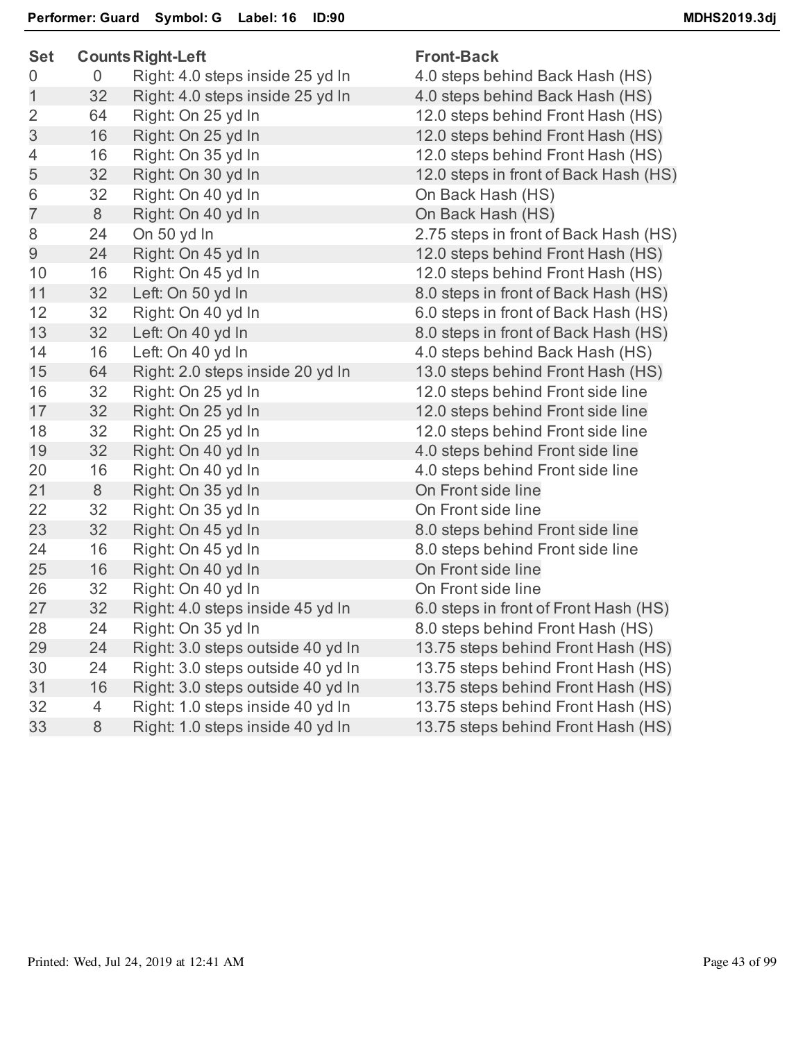**Performer: Guard  Symbol: G  Label: 16  ID:90**  **MDHS2019.3dj**

| Set | Counts | Right-Left | Front-Back |
|---|---|---|---|
| 0 | 0 | Right: 4.0 steps inside 25 yd ln | 4.0 steps behind Back Hash (HS) |
| 1 | 32 | Right: 4.0 steps inside 25 yd ln | 4.0 steps behind Back Hash (HS) |
| 2 | 64 | Right: On 25 yd ln | 12.0 steps behind Front Hash (HS) |
| 3 | 16 | Right: On 25 yd ln | 12.0 steps behind Front Hash (HS) |
| 4 | 16 | Right: On 35 yd ln | 12.0 steps behind Front Hash (HS) |
| 5 | 32 | Right: On 30 yd ln | 12.0 steps in front of Back Hash (HS) |
| 6 | 32 | Right: On 40 yd ln | On Back Hash (HS) |
| 7 | 8 | Right: On 40 yd ln | On Back Hash (HS) |
| 8 | 24 | On 50 yd ln | 2.75 steps in front of Back Hash (HS) |
| 9 | 24 | Right: On 45 yd ln | 12.0 steps behind Front Hash (HS) |
| 10 | 16 | Right: On 45 yd ln | 12.0 steps behind Front Hash (HS) |
| 11 | 32 | Left: On 50 yd ln | 8.0 steps in front of Back Hash (HS) |
| 12 | 32 | Right: On 40 yd ln | 6.0 steps in front of Back Hash (HS) |
| 13 | 32 | Left: On 40 yd ln | 8.0 steps in front of Back Hash (HS) |
| 14 | 16 | Left: On 40 yd ln | 4.0 steps behind Back Hash (HS) |
| 15 | 64 | Right: 2.0 steps inside 20 yd ln | 13.0 steps behind Front Hash (HS) |
| 16 | 32 | Right: On 25 yd ln | 12.0 steps behind Front side line |
| 17 | 32 | Right: On 25 yd ln | 12.0 steps behind Front side line |
| 18 | 32 | Right: On 25 yd ln | 12.0 steps behind Front side line |
| 19 | 32 | Right: On 40 yd ln | 4.0 steps behind Front side line |
| 20 | 16 | Right: On 40 yd ln | 4.0 steps behind Front side line |
| 21 | 8 | Right: On 35 yd ln | On Front side line |
| 22 | 32 | Right: On 35 yd ln | On Front side line |
| 23 | 32 | Right: On 45 yd ln | 8.0 steps behind Front side line |
| 24 | 16 | Right: On 45 yd ln | 8.0 steps behind Front side line |
| 25 | 16 | Right: On 40 yd ln | On Front side line |
| 26 | 32 | Right: On 40 yd ln | On Front side line |
| 27 | 32 | Right: 4.0 steps inside 45 yd ln | 6.0 steps in front of Front Hash (HS) |
| 28 | 24 | Right: On 35 yd ln | 8.0 steps behind Front Hash (HS) |
| 29 | 24 | Right: 3.0 steps outside 40 yd ln | 13.75 steps behind Front Hash (HS) |
| 30 | 24 | Right: 3.0 steps outside 40 yd ln | 13.75 steps behind Front Hash (HS) |
| 31 | 16 | Right: 3.0 steps outside 40 yd ln | 13.75 steps behind Front Hash (HS) |
| 32 | 4 | Right: 1.0 steps inside 40 yd ln | 13.75 steps behind Front Hash (HS) |
| 33 | 8 | Right: 1.0 steps inside 40 yd ln | 13.75 steps behind Front Hash (HS) |

Printed: Wed, Jul 24, 2019 at 12:41 AM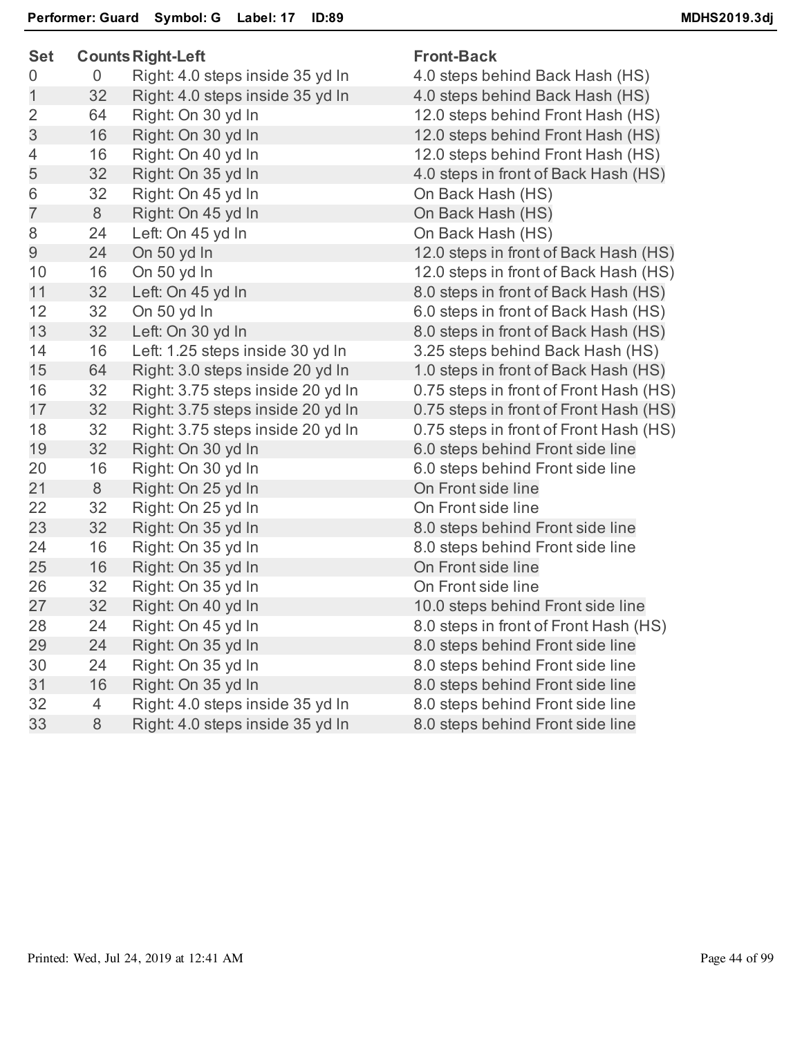**Performer: Guard Symbol: G Label: 17 ID:89** **MDHS2019.3dj**

| Set | Counts | Right-Left | Front-Back |
|---|---|---|---|
| 0 | 0 | Right: 4.0 steps inside 35 yd ln | 4.0 steps behind Back Hash (HS) |
| 1 | 32 | Right: 4.0 steps inside 35 yd ln | 4.0 steps behind Back Hash (HS) |
| 2 | 64 | Right: On 30 yd ln | 12.0 steps behind Front Hash (HS) |
| 3 | 16 | Right: On 30 yd ln | 12.0 steps behind Front Hash (HS) |
| 4 | 16 | Right: On 40 yd ln | 12.0 steps behind Front Hash (HS) |
| 5 | 32 | Right: On 35 yd ln | 4.0 steps in front of Back Hash (HS) |
| 6 | 32 | Right: On 45 yd ln | On Back Hash (HS) |
| 7 | 8 | Right: On 45 yd ln | On Back Hash (HS) |
| 8 | 24 | Left: On 45 yd ln | On Back Hash (HS) |
| 9 | 24 | On 50 yd ln | 12.0 steps in front of Back Hash (HS) |
| 10 | 16 | On 50 yd ln | 12.0 steps in front of Back Hash (HS) |
| 11 | 32 | Left: On 45 yd ln | 8.0 steps in front of Back Hash (HS) |
| 12 | 32 | On 50 yd ln | 6.0 steps in front of Back Hash (HS) |
| 13 | 32 | Left: On 30 yd ln | 8.0 steps in front of Back Hash (HS) |
| 14 | 16 | Left: 1.25 steps inside 30 yd ln | 3.25 steps behind Back Hash (HS) |
| 15 | 64 | Right: 3.0 steps inside 20 yd ln | 1.0 steps in front of Back Hash (HS) |
| 16 | 32 | Right: 3.75 steps inside 20 yd ln | 0.75 steps in front of Front Hash (HS) |
| 17 | 32 | Right: 3.75 steps inside 20 yd ln | 0.75 steps in front of Front Hash (HS) |
| 18 | 32 | Right: 3.75 steps inside 20 yd ln | 0.75 steps in front of Front Hash (HS) |
| 19 | 32 | Right: On 30 yd ln | 6.0 steps behind Front side line |
| 20 | 16 | Right: On 30 yd ln | 6.0 steps behind Front side line |
| 21 | 8 | Right: On 25 yd ln | On Front side line |
| 22 | 32 | Right: On 25 yd ln | On Front side line |
| 23 | 32 | Right: On 35 yd ln | 8.0 steps behind Front side line |
| 24 | 16 | Right: On 35 yd ln | 8.0 steps behind Front side line |
| 25 | 16 | Right: On 35 yd ln | On Front side line |
| 26 | 32 | Right: On 35 yd ln | On Front side line |
| 27 | 32 | Right: On 40 yd ln | 10.0 steps behind Front side line |
| 28 | 24 | Right: On 45 yd ln | 8.0 steps in front of Front Hash (HS) |
| 29 | 24 | Right: On 35 yd ln | 8.0 steps behind Front side line |
| 30 | 24 | Right: On 35 yd ln | 8.0 steps behind Front side line |
| 31 | 16 | Right: On 35 yd ln | 8.0 steps behind Front side line |
| 32 | 4 | Right: 4.0 steps inside 35 yd ln | 8.0 steps behind Front side line |
| 33 | 8 | Right: 4.0 steps inside 35 yd ln | 8.0 steps behind Front side line |

Printed: Wed, Jul 24, 2019 at 12:41 AM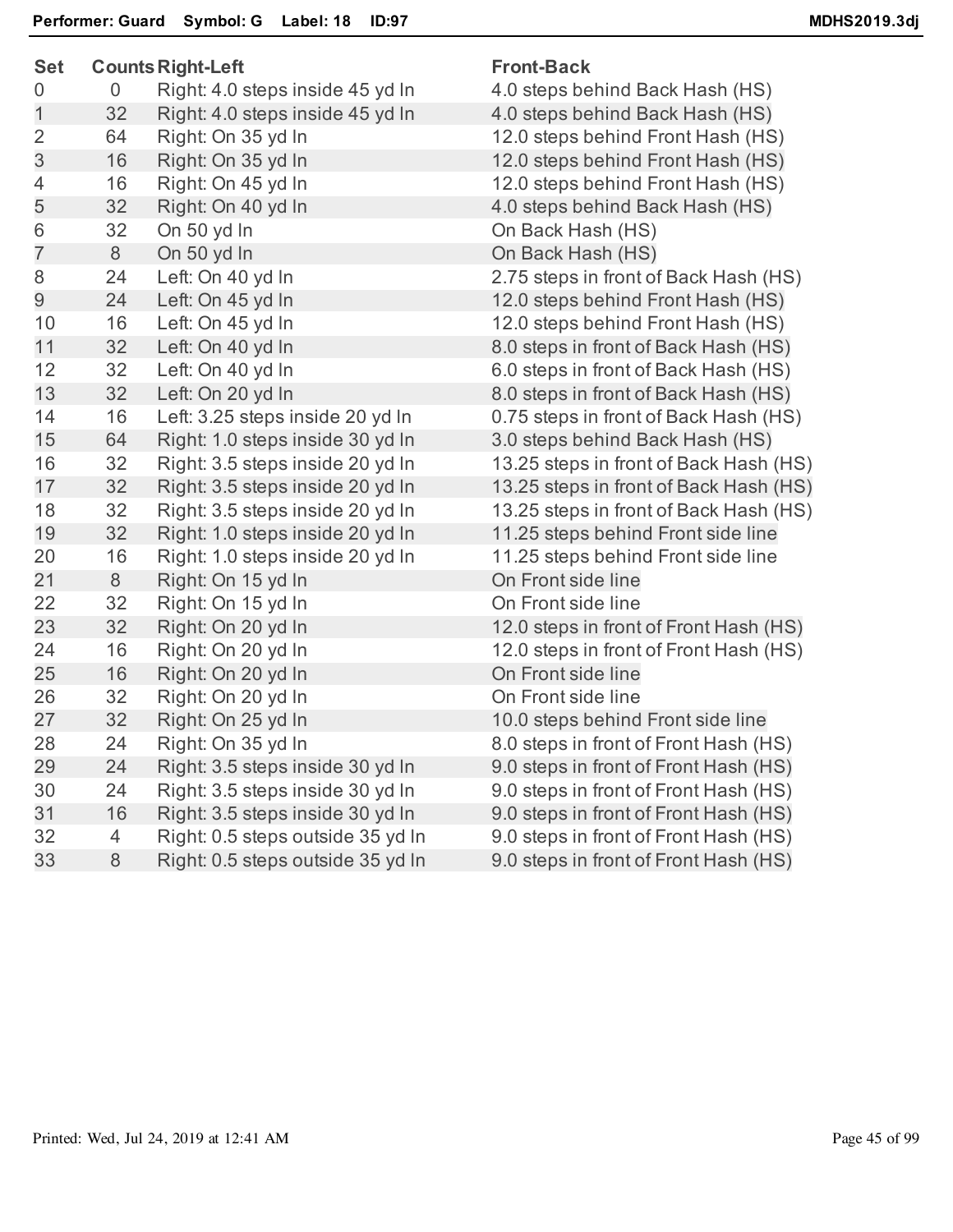**Performer: Guard Symbol: G Label: 18 ID:97** **MDHS2019.3dj**

| Set | Counts | Right-Left | Front-Back |
|---|---|---|---|
| 0 | 0 | Right: 4.0 steps inside 45 yd ln | 4.0 steps behind Back Hash (HS) |
| 1 | 32 | Right: 4.0 steps inside 45 yd ln | 4.0 steps behind Back Hash (HS) |
| 2 | 64 | Right: On 35 yd ln | 12.0 steps behind Front Hash (HS) |
| 3 | 16 | Right: On 35 yd ln | 12.0 steps behind Front Hash (HS) |
| 4 | 16 | Right: On 45 yd ln | 12.0 steps behind Front Hash (HS) |
| 5 | 32 | Right: On 40 yd ln | 4.0 steps behind Back Hash (HS) |
| 6 | 32 | On 50 yd ln | On Back Hash (HS) |
| 7 | 8 | On 50 yd ln | On Back Hash (HS) |
| 8 | 24 | Left: On 40 yd ln | 2.75 steps in front of Back Hash (HS) |
| 9 | 24 | Left: On 45 yd ln | 12.0 steps behind Front Hash (HS) |
| 10 | 16 | Left: On 45 yd ln | 12.0 steps behind Front Hash (HS) |
| 11 | 32 | Left: On 40 yd ln | 8.0 steps in front of Back Hash (HS) |
| 12 | 32 | Left: On 40 yd ln | 6.0 steps in front of Back Hash (HS) |
| 13 | 32 | Left: On 20 yd ln | 8.0 steps in front of Back Hash (HS) |
| 14 | 16 | Left: 3.25 steps inside 20 yd ln | 0.75 steps in front of Back Hash (HS) |
| 15 | 64 | Right: 1.0 steps inside 30 yd ln | 3.0 steps behind Back Hash (HS) |
| 16 | 32 | Right: 3.5 steps inside 20 yd ln | 13.25 steps in front of Back Hash (HS) |
| 17 | 32 | Right: 3.5 steps inside 20 yd ln | 13.25 steps in front of Back Hash (HS) |
| 18 | 32 | Right: 3.5 steps inside 20 yd ln | 13.25 steps in front of Back Hash (HS) |
| 19 | 32 | Right: 1.0 steps inside 20 yd ln | 11.25 steps behind Front side line |
| 20 | 16 | Right: 1.0 steps inside 20 yd ln | 11.25 steps behind Front side line |
| 21 | 8 | Right: On 15 yd ln | On Front side line |
| 22 | 32 | Right: On 15 yd ln | On Front side line |
| 23 | 32 | Right: On 20 yd ln | 12.0 steps in front of Front Hash (HS) |
| 24 | 16 | Right: On 20 yd ln | 12.0 steps in front of Front Hash (HS) |
| 25 | 16 | Right: On 20 yd ln | On Front side line |
| 26 | 32 | Right: On 20 yd ln | On Front side line |
| 27 | 32 | Right: On 25 yd ln | 10.0 steps behind Front side line |
| 28 | 24 | Right: On 35 yd ln | 8.0 steps in front of Front Hash (HS) |
| 29 | 24 | Right: 3.5 steps inside 30 yd ln | 9.0 steps in front of Front Hash (HS) |
| 30 | 24 | Right: 3.5 steps inside 30 yd ln | 9.0 steps in front of Front Hash (HS) |
| 31 | 16 | Right: 3.5 steps inside 30 yd ln | 9.0 steps in front of Front Hash (HS) |
| 32 | 4 | Right: 0.5 steps outside 35 yd ln | 9.0 steps in front of Front Hash (HS) |
| 33 | 8 | Right: 0.5 steps outside 35 yd ln | 9.0 steps in front of Front Hash (HS) |

Printed: Wed, Jul 24, 2019 at 12:41 AM